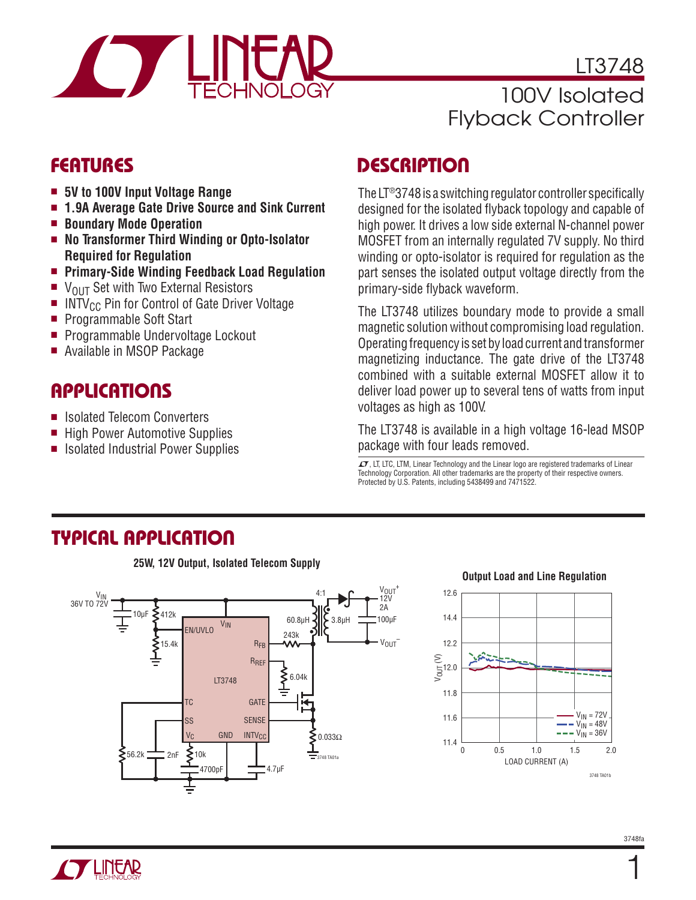# LT3748

## 100V Isolated Flyback Controller

## FEATURES

- **5V to 100V Input Voltage Range**
- **1.9A Average Gate Drive Source and Sink Current**
- **Boundary Mode Operation**
- **No Transformer Third Winding or Opto-Isolator Required for Regulation**
- **Primary-Side Winding Feedback Load Regulation**
- $V_{OUT}$ Set with Two External Resistors
- $INTV_{CC}$ Pin for Control of Gate Driver Voltage
- Programmable Soft Start
- Programmable Undervoltage Lockout
- Available in MSOP Package

## APPLICATIONS

- Isolated Telecom Converters
- High Power Automotive Supplies
- Isolated Industrial Power Supplies

## DESCRIPTION

The LT®3748 is a switching regulator controller specifically designed for the isolated flyback topology and capable of high power. It drives a low side external N-channel power MOSFET from an internally regulated 7V supply. No third winding or opto-isolator is required for regulation as the part senses the isolated output voltage directly from the primary-side flyback waveform.

The LT3748 utilizes boundary mode to provide a small magnetic solution without compromising load regulation. Operating frequency is set by load current and transformer magnetizing inductance. The gate drive of the LT3748 combined with a suitable external MOSFET allow it to deliver load power up to several tens of watts from input voltages as high as 100V.

The LT3748 is available in a high voltage 16-lead MSOP package with four leads removed.

LT, LTC, LTM, Linear Technology and the Linear logo are registered trademarks of Linear Technology Corporation. All other trademarks are the property of their respective owners. Protected by U.S. Patents, including 5438499 and 7471522.

## TYPICAL APPLICATION

**25W, 12V Output, Isolated Telecom Supply**

**Output Load and Line Regulation**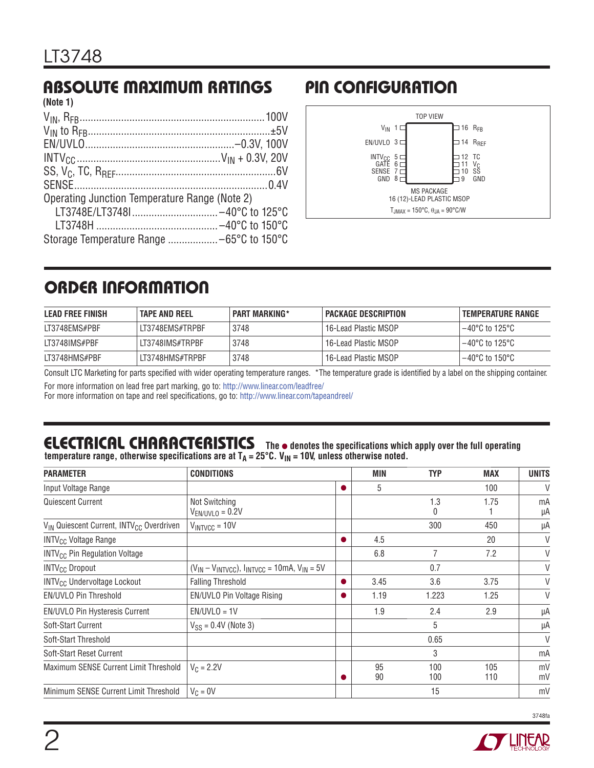## ABSOLUTE MAXIMUM RATINGS

**(Note 1)**

$V_{IN}$, $R_{FB}$ .......................................................... 100V
$V_{IN}$ to $R_{FB}$ .......................................................... ±5V
EN/UVLO ................................................. –0.3V, 100V
$INTV_{CC}$ .............................................. $V_{IN}$ + 0.3V, 20V
SS, $V_C$, TC, $R_{REF}$ ................................................. 6V
SENSE ..................................................................... 0.4V
Operating Junction Temperature Range (Note 2)
  LT3748E/LT3748I ............................... –40°C to 125°C
  LT3748H ........................................... –40°C to 150°C
Storage Temperature Range .................. –65°C to 150°C

## PIN CONFIGURATION

TOP VIEW

| Pin | Name | Pin | Name |
|---|---|---|---|
| 1 | $V_{IN}$ | 16 | $R_{FB}$ |
| 3 | EN/UVLO | 14 | $R_{REF}$ |
| 5 | $INTV_{CC}$ | 12 | TC |
| 6 | GATE | 11 | $V_C$ |
| 7 | SENSE | 10 | SS |
| 8 | GND | 9 | GND |

MS PACKAGE
16 (12)-LEAD PLASTIC MSOP
$T_{JMAX}$ = 150°C, $\theta_{JA}$ = 90°C/W

## ORDER INFORMATION

| LEAD FREE FINISH | TAPE AND REEL | PART MARKING* | PACKAGE DESCRIPTION | TEMPERATURE RANGE |
|---|---|---|---|---|
| LT3748EMS#PBF | LT3748EMS#TRPBF | 3748 | 16-Lead Plastic MSOP | –40°C to 125°C |
| LT3748IMS#PBF | LT3748IMS#TRPBF | 3748 | 16-Lead Plastic MSOP | –40°C to 125°C |
| LT3748HMS#PBF | LT3748HMS#TRPBF | 3748 | 16-Lead Plastic MSOP | –40°C to 150°C |

Consult LTC Marketing for parts specified with wider operating temperature ranges. *The temperature grade is identified by a label on the shipping container.

For more information on lead free part marking, go to: http://www.linear.com/leadfree/
For more information on tape and reel specifications, go to: http://www.linear.com/tapeandreel/

## ELECTRICAL CHARACTERISTICS

**The ● denotes the specifications which apply over the full operating temperature range, otherwise specifications are at $T_A$ = 25°C. $V_{IN}$ = 10V, unless otherwise noted.**

| PARAMETER | CONDITIONS | | MIN | TYP | MAX | UNITS |
|---|---|---|---|---|---|---|
| Input Voltage Range | | ● | 5 | | 100 | V |
| Quiescent Current | Not Switching<br>$V_{EN/UVLO}$ = 0.2V | | | 1.3<br>0 | 1.75<br>1 | mA<br>µA |
| $V_{IN}$ Quiescent Current, $INTV_{CC}$ Overdriven | $V_{INTVCC}$ = 10V | | | 300 | 450 | µA |
| $INTV_{CC}$ Voltage Range | | ● | 4.5 | | 20 | V |
| $INTV_{CC}$ Pin Regulation Voltage | | | 6.8 | 7 | 7.2 | V |
| $INTV_{CC}$ Dropout | ($V_{IN}$ – $V_{INTVCC}$), $I_{INTVCC}$ = 10mA, $V_{IN}$ = 5V | | | 0.7 | | V |
| $INTV_{CC}$ Undervoltage Lockout | Falling Threshold | ● | 3.45 | 3.6 | 3.75 | V |
| EN/UVLO Pin Threshold | EN/UVLO Pin Voltage Rising | ● | 1.19 | 1.223 | 1.25 | V |
| EN/UVLO Pin Hysteresis Current | EN/UVLO = 1V | | 1.9 | 2.4 | 2.9 | µA |
| Soft-Start Current | $V_{SS}$ = 0.4V (Note 3) | | | 5 | | µA |
| Soft-Start Threshold | | | | 0.65 | | V |
| Soft-Start Reset Current | | | | 3 | | mA |
| Maximum SENSE Current Limit Threshold | $V_C$ = 2.2V | <br>● | 95<br>90 | 100<br>100 | 105<br>110 | mV<br>mV |
| Minimum SENSE Current Limit Threshold | $V_C$ = 0V | | | 15 | | mV |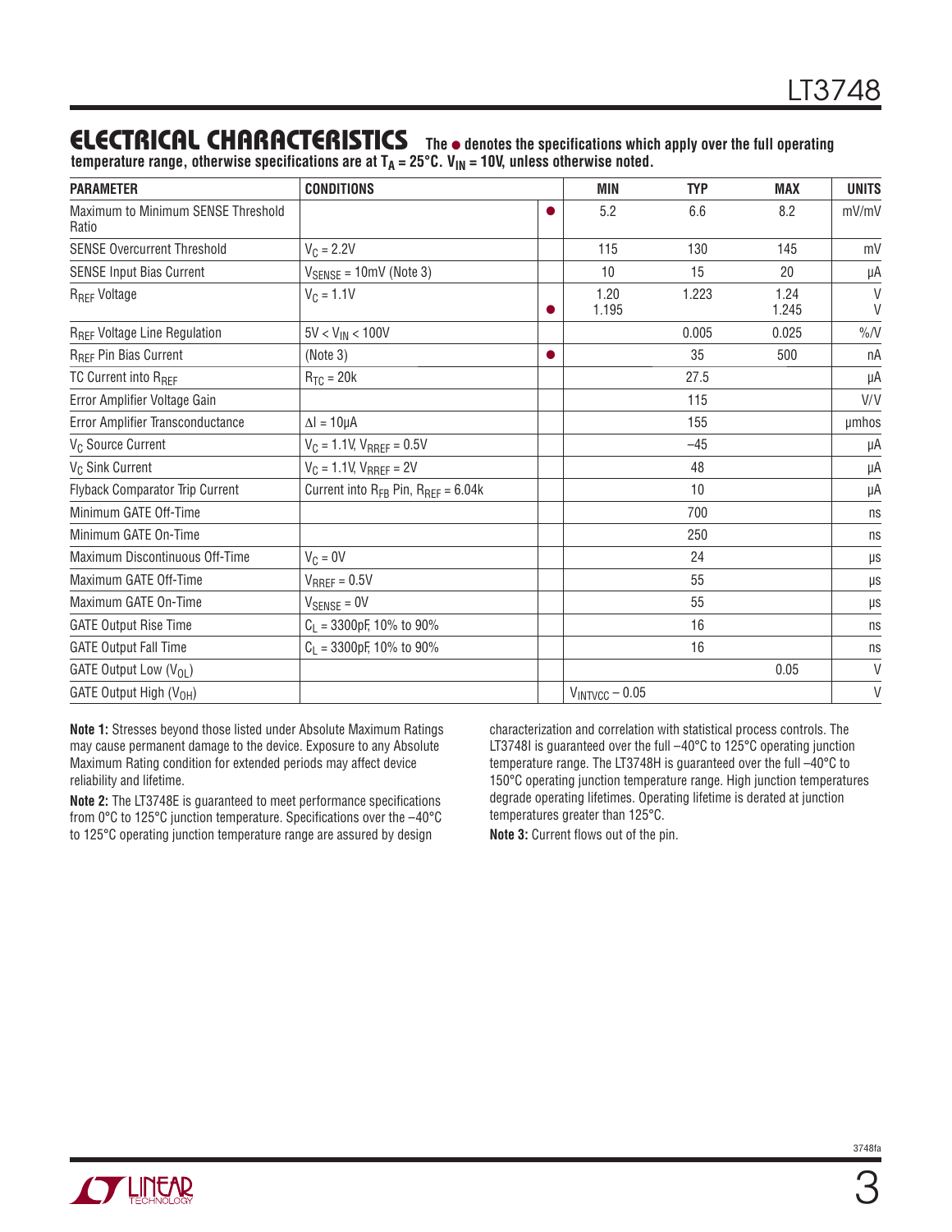## ELECTRICAL CHARACTERISTICS

**The ● denotes the specifications which apply over the full operating temperature range, otherwise specifications are at $T_A = 25°C$. $V_{IN} = 10V$, unless otherwise noted.**

| PARAMETER | CONDITIONS | | MIN | TYP | MAX | UNITS |
|---|---|---|---|---|---|---|
| Maximum to Minimum SENSE Threshold Ratio | | ● | 5.2 | 6.6 | 8.2 | mV/mV |
| SENSE Overcurrent Threshold | $V_C = 2.2V$ | | 115 | 130 | 145 | mV |
| SENSE Input Bias Current | $V_{SENSE} = 10mV$ (Note 3) | | 10 | 15 | 20 | µA |
| $R_{REF}$ Voltage | $V_C = 1.1V$ | <br>● | 1.20<br>1.195 | 1.223 | 1.24<br>1.245 | V<br>V |
| $R_{REF}$ Voltage Line Regulation | $5V < V_{IN} < 100V$ | | | 0.005 | 0.025 | %/V |
| $R_{REF}$ Pin Bias Current | (Note 3) | ● | | 35 | 500 | nA |
| TC Current into $R_{REF}$ | $R_{TC} = 20k$ | | | 27.5 | | µA |
| Error Amplifier Voltage Gain | | | | 115 | | V/V |
| Error Amplifier Transconductance | $\Delta I = 10µA$ | | | 155 | | µmhos |
| $V_C$ Source Current | $V_C = 1.1V$, $V_{RREF} = 0.5V$ | | | –45 | | µA |
| $V_C$ Sink Current | $V_C = 1.1V$, $V_{RREF} = 2V$ | | | 48 | | µA |
| Flyback Comparator Trip Current | Current into $R_{FB}$ Pin, $R_{REF} = 6.04k$ | | | 10 | | µA |
| Minimum GATE Off-Time | | | | 700 | | ns |
| Minimum GATE On-Time | | | | 250 | | ns |
| Maximum Discontinuous Off-Time | $V_C = 0V$ | | | 24 | | µs |
| Maximum GATE Off-Time | $V_{RREF} = 0.5V$ | | | 55 | | µs |
| Maximum GATE On-Time | $V_{SENSE} = 0V$ | | | 55 | | µs |
| GATE Output Rise Time | $C_L = 3300pF$, 10% to 90% | | | 16 | | ns |
| GATE Output Fall Time | $C_L = 3300pF$, 10% to 90% | | | 16 | | ns |
| GATE Output Low ($V_{OL}$) | | | | | 0.05 | V |
| GATE Output High ($V_{OH}$) | | | $V_{INTVCC} – 0.05$ | | | V |

**Note 1:** Stresses beyond those listed under Absolute Maximum Ratings may cause permanent damage to the device. Exposure to any Absolute Maximum Rating condition for extended periods may affect device reliability and lifetime.

**Note 2:** The LT3748E is guaranteed to meet performance specifications from 0°C to 125°C junction temperature. Specifications over the –40°C to 125°C operating junction temperature range are assured by design characterization and correlation with statistical process controls. The LT3748I is guaranteed over the full –40°C to 125°C operating junction temperature range. The LT3748H is guaranteed over the full –40°C to 150°C operating junction temperature range. High junction temperatures degrade operating lifetimes. Operating lifetime is derated at junction temperatures greater than 125°C.

**Note 3:** Current flows out of the pin.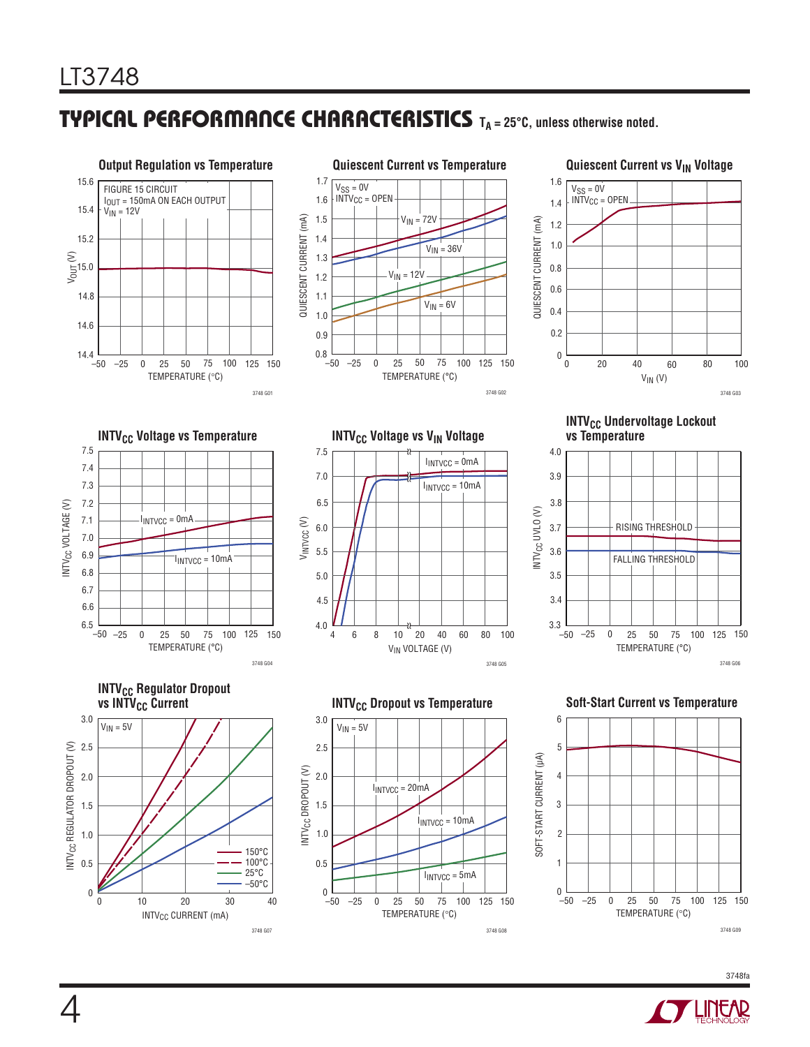## TYPICAL PERFORMANCE CHARACTERISTICS $T_A = 25°C$, unless otherwise noted.

**Output Regulation vs Temperature**

FIGURE 15 CIRCUIT
$I_{OUT}$ = 150mA ON EACH OUTPUT
$V_{IN}$ = 12V

$V_{OUT}$ (V) vs TEMPERATURE (°C)

3748 G01

**Quiescent Current vs Temperature**

$V_{SS}$ = 0V
$INTV_{CC}$ = OPEN

$V_{IN}$ = 72V, $V_{IN}$ = 36V, $V_{IN}$ = 12V, $V_{IN}$ = 6V

QUIESCENT CURRENT (mA) vs TEMPERATURE (°C)

3748 G02

**Quiescent Current vs $V_{IN}$ Voltage**

$V_{SS}$ = 0V
$INTV_{CC}$ = OPEN

QUIESCENT CURRENT (mA) vs $V_{IN}$ (V)

3748 G03

**$INTV_{CC}$ Voltage vs Temperature**

$I_{INTVCC}$ = 0mA, $I_{INTVCC}$ = 10mA

$INTV_{CC}$ VOLTAGE (V) vs TEMPERATURE (°C)

3748 G04

**$INTV_{CC}$ Voltage vs $V_{IN}$ Voltage**

$I_{INTVCC}$ = 0mA, $I_{INTVCC}$ = 10mA

$V_{INTVCC}$ (V) vs $V_{IN}$ VOLTAGE (V)

3748 G05

**$INTV_{CC}$ Undervoltage Lockout vs Temperature**

RISING THRESHOLD, FALLING THRESHOLD

$INTV_{CC}$ UVLO (V) vs TEMPERATURE (°C)

3748 G06

**$INTV_{CC}$ Regulator Dropout vs $INTV_{CC}$ Current**

$V_{IN}$ = 5V

150°C, 100°C, 25°C, –50°C

$INTV_{CC}$ REGULATOR DROPOUT (V) vs $INTV_{CC}$ CURRENT (mA)

3748 G07

**$INTV_{CC}$ Dropout vs Temperature**

$V_{IN}$ = 5V

$I_{INTVCC}$ = 20mA, $I_{INTVCC}$ = 10mA, $I_{INTVCC}$ = 5mA

$INTV_{CC}$ DROPOUT (V) vs TEMPERATURE (°C)

3748 G08

**Soft-Start Current vs Temperature**

SOFT-START CURRENT (µA) vs TEMPERATURE (°C)

3748 G09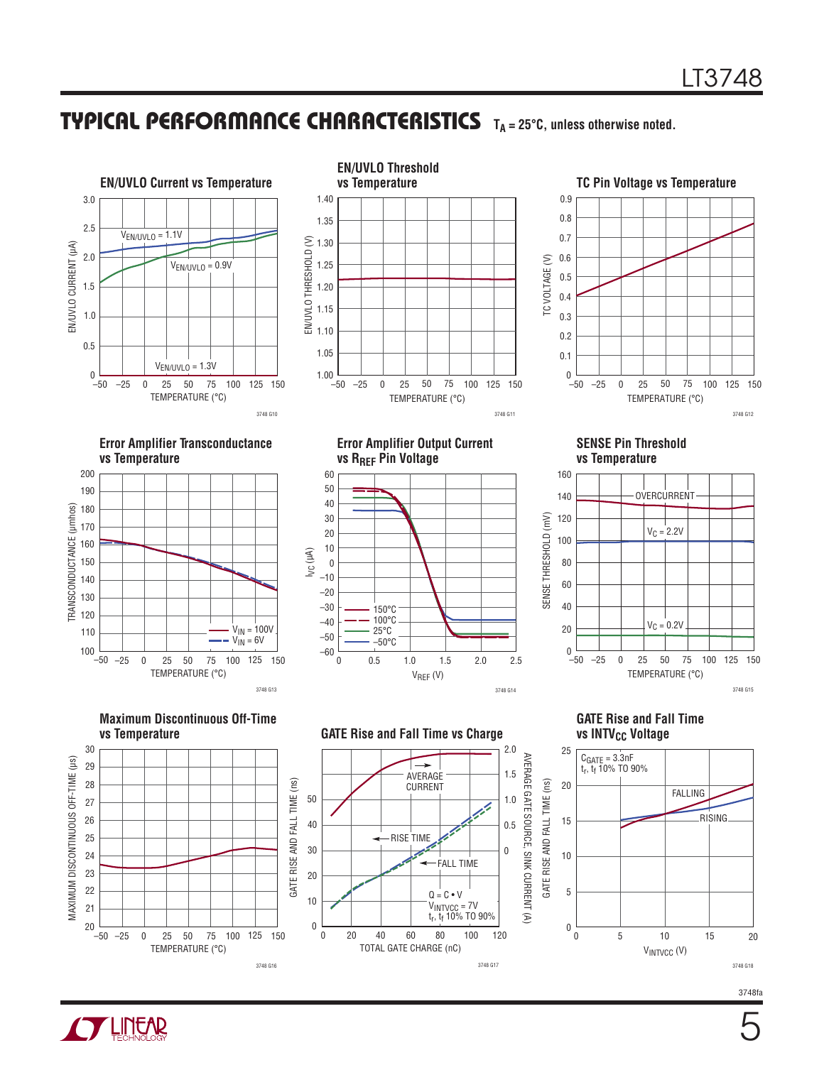## TYPICAL PERFORMANCE CHARACTERISTICS $T_A$ = 25°C, unless otherwise noted.

**EN/UVLO Current vs Temperature**

EN/UVLO CURRENT (µA) vs TEMPERATURE (°C)

$V_{EN/UVLO}$ = 1.1V

$V_{EN/UVLO}$ = 0.9V

$V_{EN/UVLO}$ = 1.3V

3748 G10

**EN/UVLO Threshold vs Temperature**

EN/UVLO THRESHOLD (V) vs TEMPERATURE (°C)

3748 G11

**TC Pin Voltage vs Temperature**

TC VOLTAGE (V) vs TEMPERATURE (°C)

3748 G12

**Error Amplifier Transconductance vs Temperature**

TRANSCONDUCTANCE (µmhos) vs TEMPERATURE (°C)

$V_{IN}$ = 100V

$V_{IN}$ = 6V

3748 G13

**Error Amplifier Output Current vs $R_{REF}$ Pin Voltage**

$I_{VC}$ (µA) vs $V_{REF}$ (V)

150°C

100°C

25°C

–50°C

3748 G14

**SENSE Pin Threshold vs Temperature**

SENSE THRESHOLD (mV) vs TEMPERATURE (°C)

OVERCURRENT

$V_C$ = 2.2V

$V_C$ = 0.2V

3748 G15

**Maximum Discontinuous Off-Time vs Temperature**

MAXIMUM DISCONTINUOUS OFF-TIME (µs) vs TEMPERATURE (°C)

3748 G16

**GATE Rise and Fall Time vs Charge**

GATE RISE AND FALL TIME (ns) / AVERAGE GATE SOURCE, SINK CURRENT (A) vs TOTAL GATE CHARGE (nC)

AVERAGE CURRENT

RISE TIME

FALL TIME

Q = C • V

$V_{INTVCC}$ = 7V

$t_r$, $t_f$ 10% TO 90%

3748 G17

**GATE Rise and Fall Time vs $INTV_{CC}$ Voltage**

GATE RISE AND FALL TIME (ns) vs $V_{INTVCC}$ (V)

$C_{GATE}$ = 3.3nF

$t_r$, $t_f$ 10% TO 90%

FALLING

RISING

3748 G18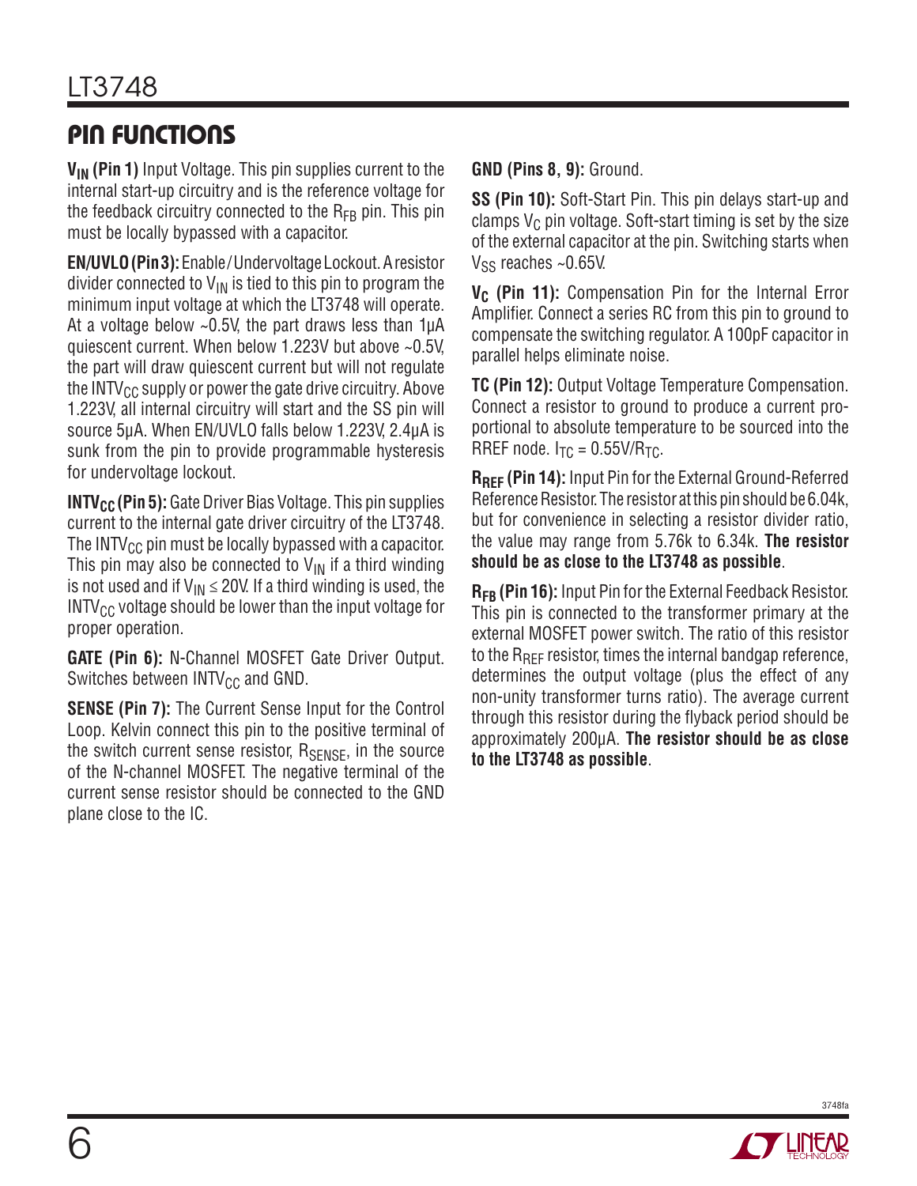## PIN FUNCTIONS

**$V_{IN}$ (Pin 1)** Input Voltage. This pin supplies current to the internal start-up circuitry and is the reference voltage for the feedback circuitry connected to the $R_{FB}$ pin. This pin must be locally bypassed with a capacitor.

**EN/UVLO (Pin 3):** Enable/Undervoltage Lockout. A resistor divider connected to $V_{IN}$ is tied to this pin to program the minimum input voltage at which the LT3748 will operate. At a voltage below ~0.5V, the part draws less than 1µA quiescent current. When below 1.223V but above ~0.5V, the part will draw quiescent current but will not regulate the $INTV_{CC}$ supply or power the gate drive circuitry. Above 1.223V, all internal circuitry will start and the SS pin will source 5µA. When EN/UVLO falls below 1.223V, 2.4µA is sunk from the pin to provide programmable hysteresis for undervoltage lockout.

**$INTV_{CC}$ (Pin 5):** Gate Driver Bias Voltage. This pin supplies current to the internal gate driver circuitry of the LT3748. The $INTV_{CC}$ pin must be locally bypassed with a capacitor. This pin may also be connected to $V_{IN}$ if a third winding is not used and if $V_{IN} \leq 20V$. If a third winding is used, the $INTV_{CC}$ voltage should be lower than the input voltage for proper operation.

**GATE (Pin 6):** N-Channel MOSFET Gate Driver Output. Switches between $INTV_{CC}$ and GND.

**SENSE (Pin 7):** The Current Sense Input for the Control Loop. Kelvin connect this pin to the positive terminal of the switch current sense resistor, $R_{SENSE}$, in the source of the N-channel MOSFET. The negative terminal of the current sense resistor should be connected to the GND plane close to the IC.

**GND (Pins 8, 9):** Ground.

**SS (Pin 10):** Soft-Start Pin. This pin delays start-up and clamps $V_C$ pin voltage. Soft-start timing is set by the size of the external capacitor at the pin. Switching starts when $V_{SS}$ reaches ~0.65V.

**$V_C$ (Pin 11):** Compensation Pin for the Internal Error Amplifier. Connect a series RC from this pin to ground to compensate the switching regulator. A 100pF capacitor in parallel helps eliminate noise.

**TC (Pin 12):** Output Voltage Temperature Compensation. Connect a resistor to ground to produce a current proportional to absolute temperature to be sourced into the RREF node. $I_{TC} = 0.55V/R_{TC}$.

**$R_{REF}$ (Pin 14):** Input Pin for the External Ground-Referred Reference Resistor. The resistor at this pin should be 6.04k, but for convenience in selecting a resistor divider ratio, the value may range from 5.76k to 6.34k. **The resistor should be as close to the LT3748 as possible**.

**$R_{FB}$ (Pin 16):** Input Pin for the External Feedback Resistor. This pin is connected to the transformer primary at the external MOSFET power switch. The ratio of this resistor to the $R_{REF}$ resistor, times the internal bandgap reference, determines the output voltage (plus the effect of any non-unity transformer turns ratio). The average current through this resistor during the flyback period should be approximately 200µA. **The resistor should be as close to the LT3748 as possible**.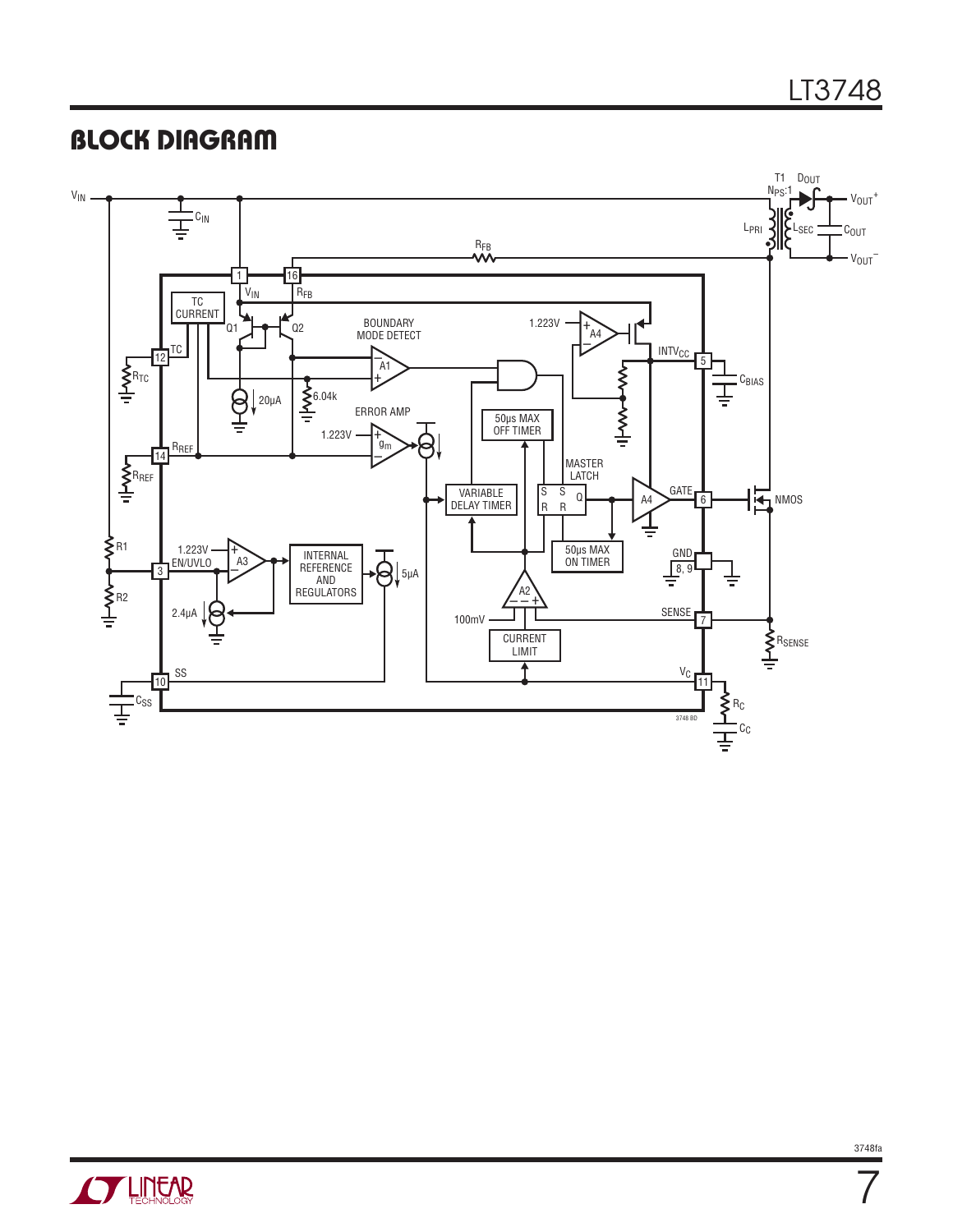## BLOCK DIAGRAM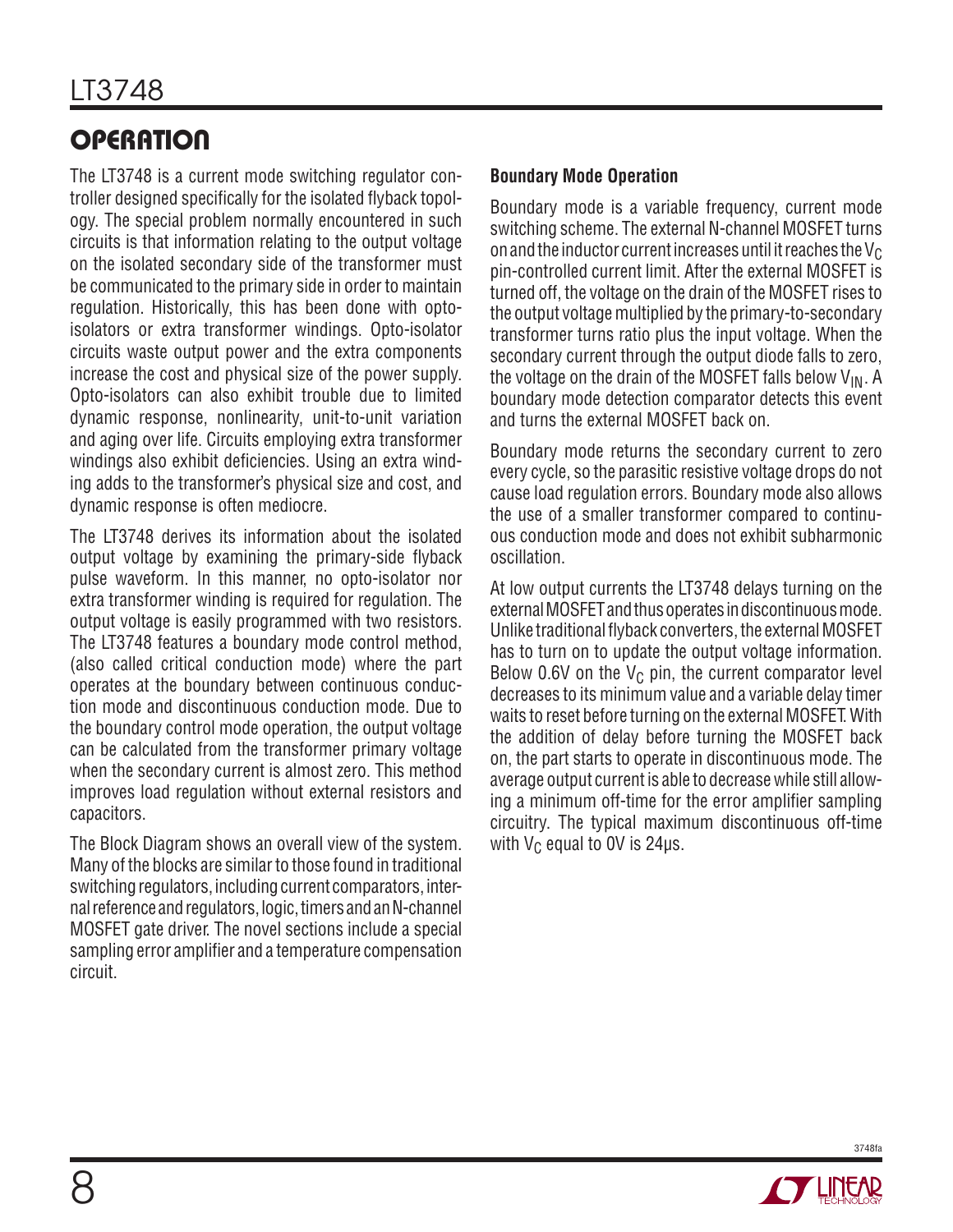## OPERATION

The LT3748 is a current mode switching regulator controller designed specifically for the isolated flyback topology. The special problem normally encountered in such circuits is that information relating to the output voltage on the isolated secondary side of the transformer must be communicated to the primary side in order to maintain regulation. Historically, this has been done with opto-isolators or extra transformer windings. Opto-isolator circuits waste output power and the extra components increase the cost and physical size of the power supply. Opto-isolators can also exhibit trouble due to limited dynamic response, nonlinearity, unit-to-unit variation and aging over life. Circuits employing extra transformer windings also exhibit deficiencies. Using an extra winding adds to the transformer's physical size and cost, and dynamic response is often mediocre.

The LT3748 derives its information about the isolated output voltage by examining the primary-side flyback pulse waveform. In this manner, no opto-isolator nor extra transformer winding is required for regulation. The output voltage is easily programmed with two resistors. The LT3748 features a boundary mode control method, (also called critical conduction mode) where the part operates at the boundary between continuous conduction mode and discontinuous conduction mode. Due to the boundary control mode operation, the output voltage can be calculated from the transformer primary voltage when the secondary current is almost zero. This method improves load regulation without external resistors and capacitors.

The Block Diagram shows an overall view of the system. Many of the blocks are similar to those found in traditional switching regulators, including current comparators, internal reference and regulators, logic, timers and an N-channel MOSFET gate driver. The novel sections include a special sampling error amplifier and a temperature compensation circuit.

### Boundary Mode Operation

Boundary mode is a variable frequency, current mode switching scheme. The external N-channel MOSFET turns on and the inductor current increases until it reaches the $V_C$ pin-controlled current limit. After the external MOSFET is turned off, the voltage on the drain of the MOSFET rises to the output voltage multiplied by the primary-to-secondary transformer turns ratio plus the input voltage. When the secondary current through the output diode falls to zero, the voltage on the drain of the MOSFET falls below $V_{IN}$. A boundary mode detection comparator detects this event and turns the external MOSFET back on.

Boundary mode returns the secondary current to zero every cycle, so the parasitic resistive voltage drops do not cause load regulation errors. Boundary mode also allows the use of a smaller transformer compared to continuous conduction mode and does not exhibit subharmonic oscillation.

At low output currents the LT3748 delays turning on the external MOSFET and thus operates in discontinuous mode. Unlike traditional flyback converters, the external MOSFET has to turn on to update the output voltage information. Below 0.6V on the $V_C$ pin, the current comparator level decreases to its minimum value and a variable delay timer waits to reset before turning on the external MOSFET. With the addition of delay before turning the MOSFET back on, the part starts to operate in discontinuous mode. The average output current is able to decrease while still allowing a minimum off-time for the error amplifier sampling circuitry. The typical maximum discontinuous off-time with $V_C$ equal to 0V is 24µs.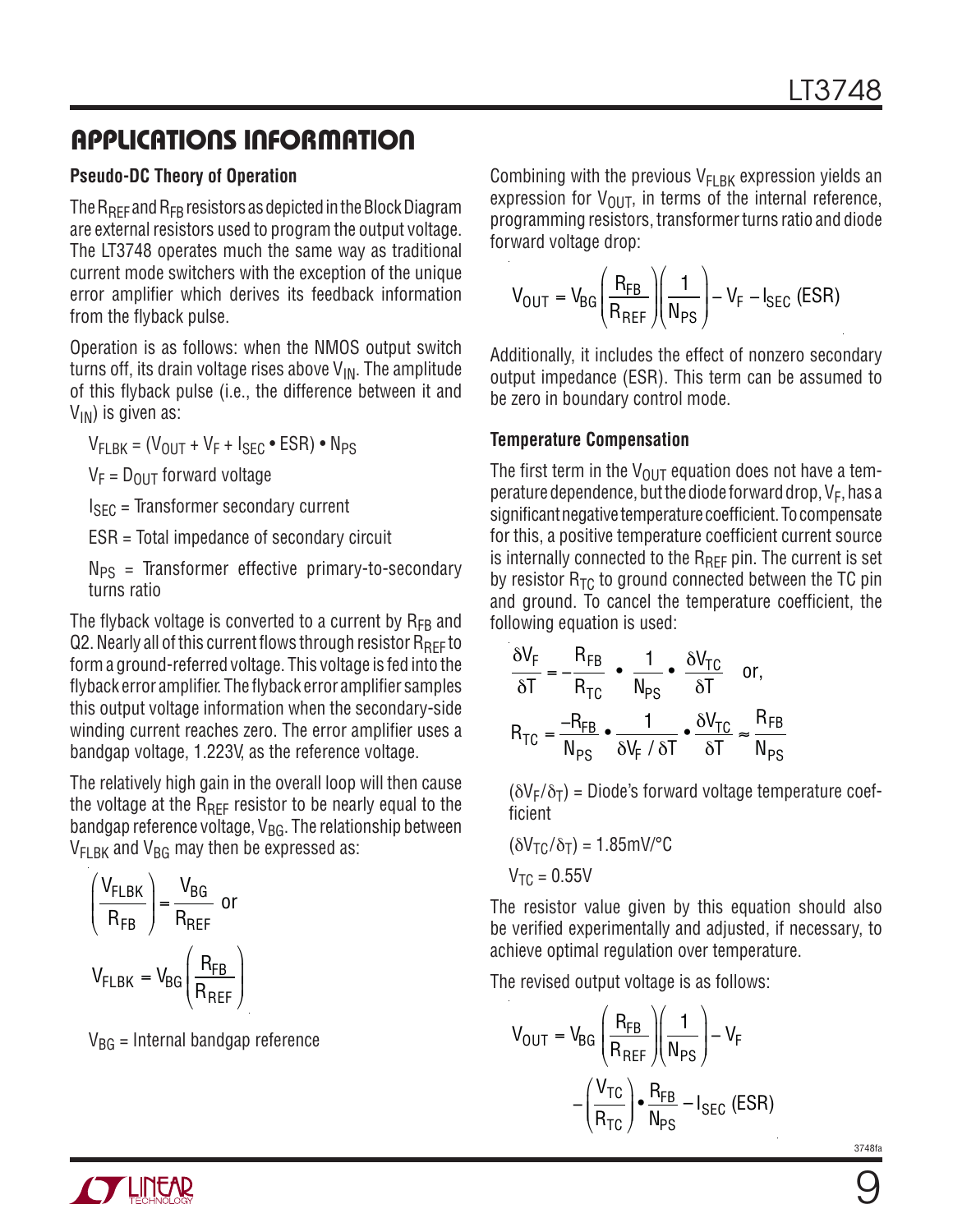## APPLICATIONS INFORMATION

### Pseudo-DC Theory of Operation

The $R_{REF}$ and $R_{FB}$ resistors as depicted in the Block Diagram are external resistors used to program the output voltage. The LT3748 operates much the same way as traditional current mode switchers with the exception of the unique error amplifier which derives its feedback information from the flyback pulse.

Operation is as follows: when the NMOS output switch turns off, its drain voltage rises above $V_{IN}$. The amplitude of this flyback pulse (i.e., the difference between it and $V_{IN}$) is given as:

$V_{FLBK} = (V_{OUT} + V_F + I_{SEC} \bullet ESR) \bullet N_{PS}$

$V_F$ = $D_{OUT}$ forward voltage

$I_{SEC}$ = Transformer secondary current

ESR = Total impedance of secondary circuit

$N_{PS}$ = Transformer effective primary-to-secondary turns ratio

The flyback voltage is converted to a current by $R_{FB}$ and Q2. Nearly all of this current flows through resistor $R_{REF}$ to form a ground-referred voltage. This voltage is fed into the flyback error amplifier. The flyback error amplifier samples this output voltage information when the secondary-side winding current reaches zero. The error amplifier uses a bandgap voltage, 1.223V, as the reference voltage.

The relatively high gain in the overall loop will then cause the voltage at the $R_{REF}$ resistor to be nearly equal to the bandgap reference voltage, $V_{BG}$. The relationship between $V_{FLBK}$ and $V_{BG}$ may then be expressed as:

$$\left(\frac{V_{FLBK}}{R_{FB}}\right) = \frac{V_{BG}}{R_{REF}} \text{ or}$$

$$V_{FLBK} = V_{BG}\left(\frac{R_{FB}}{R_{REF}}\right)$$

$V_{BG}$ = Internal bandgap reference

Combining with the previous $V_{FLBK}$ expression yields an expression for $V_{OUT}$, in terms of the internal reference, programming resistors, transformer turns ratio and diode forward voltage drop:

$$V_{OUT} = V_{BG}\left(\frac{R_{FB}}{R_{REF}}\right)\left(\frac{1}{N_{PS}}\right) - V_F - I_{SEC}\,(ESR)$$

Additionally, it includes the effect of nonzero secondary output impedance (ESR). This term can be assumed to be zero in boundary control mode.

### Temperature Compensation

The first term in the $V_{OUT}$ equation does not have a temperature dependence, but the diode forward drop, $V_F$, has a significant negative temperature coefficient. To compensate for this, a positive temperature coefficient current source is internally connected to the $R_{REF}$ pin. The current is set by resistor $R_{TC}$ to ground connected between the TC pin and ground. To cancel the temperature coefficient, the following equation is used:

$$\frac{\delta V_F}{\delta T} = -\frac{R_{FB}}{R_{TC}} \bullet \frac{1}{N_{PS}} \bullet \frac{\delta V_{TC}}{\delta T} \quad \text{or,}$$

$$R_{TC} = \frac{-R_{FB}}{N_{PS}} \bullet \frac{1}{\delta V_F / \delta T} \bullet \frac{\delta V_{TC}}{\delta T} \approx \frac{R_{FB}}{N_{PS}}$$

$(\delta V_F/\delta_T)$ = Diode's forward voltage temperature coefficient

$(\delta V_{TC}/\delta_T)$ = 1.85mV/°C

$V_{TC}$ = 0.55V

The resistor value given by this equation should also be verified experimentally and adjusted, if necessary, to achieve optimal regulation over temperature.

The revised output voltage is as follows:

$$V_{OUT} = V_{BG}\left(\frac{R_{FB}}{R_{REF}}\right)\left(\frac{1}{N_{PS}}\right) - V_F - \left(\frac{V_{TC}}{R_{TC}}\right) \bullet \frac{R_{FB}}{N_{PS}} - I_{SEC}\,(ESR)$$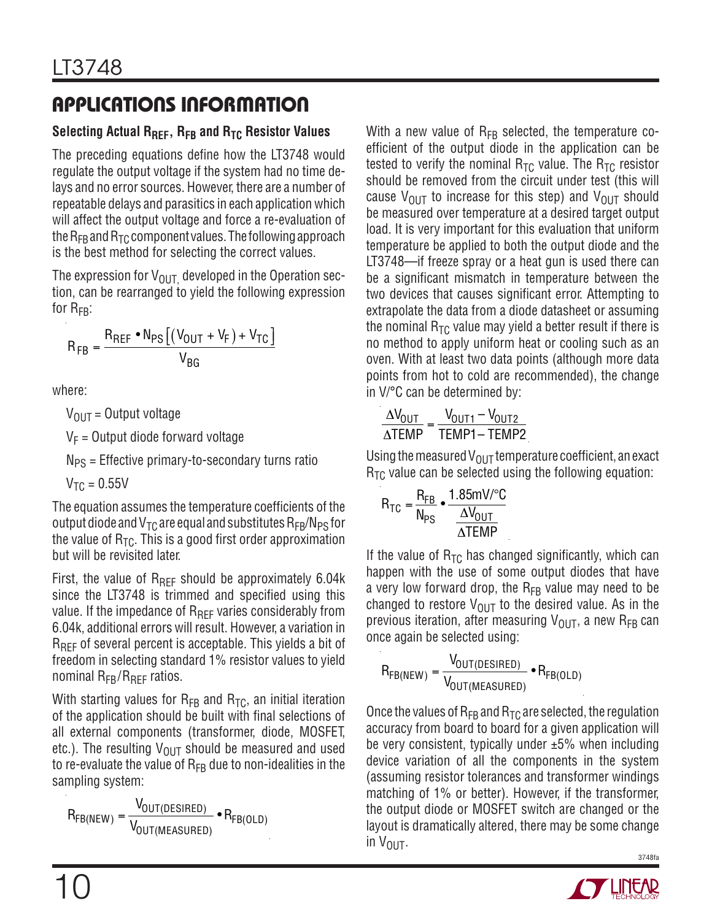## APPLICATIONS INFORMATION

### Selecting Actual $R_{REF}$, $R_{FB}$ and $R_{TC}$ Resistor Values

The preceding equations define how the LT3748 would regulate the output voltage if the system had no time delays and no error sources. However, there are a number of repeatable delays and parasitics in each application which will affect the output voltage and force a re-evaluation of the $R_{FB}$ and $R_{TC}$ component values. The following approach is the best method for selecting the correct values.

The expression for $V_{OUT}$, developed in the Operation section, can be rearranged to yield the following expression for $R_{FB}$:

$$R_{FB} = \frac{R_{REF} \bullet N_{PS}\left[(V_{OUT} + V_F) + V_{TC}\right]}{V_{BG}}$$

where:

$V_{OUT}$ = Output voltage

$V_F$ = Output diode forward voltage

$N_{PS}$ = Effective primary-to-secondary turns ratio

$V_{TC}$ = 0.55V

The equation assumes the temperature coefficients of the output diode and $V_{TC}$ are equal and substitutes $R_{FB}/N_{PS}$ for the value of $R_{TC}$. This is a good first order approximation but will be revisited later.

First, the value of $R_{REF}$ should be approximately 6.04k since the LT3748 is trimmed and specified using this value. If the impedance of $R_{REF}$ varies considerably from 6.04k, additional errors will result. However, a variation in $R_{REF}$ of several percent is acceptable. This yields a bit of freedom in selecting standard 1% resistor values to yield nominal $R_{FB}/R_{REF}$ ratios.

With starting values for $R_{FB}$ and $R_{TC}$, an initial iteration of the application should be built with final selections of all external components (transformer, diode, MOSFET, etc.). The resulting $V_{OUT}$ should be measured and used to re-evaluate the value of $R_{FB}$ due to non-idealities in the sampling system:

$$R_{FB(NEW)} = \frac{V_{OUT(DESIRED)}}{V_{OUT(MEASURED)}} \bullet R_{FB(OLD)}$$

With a new value of $R_{FB}$ selected, the temperature coefficient of the output diode in the application can be tested to verify the nominal $R_{TC}$ value. The $R_{TC}$ resistor should be removed from the circuit under test (this will cause $V_{OUT}$ to increase for this step) and $V_{OUT}$ should be measured over temperature at a desired target output load. It is very important for this evaluation that uniform temperature be applied to both the output diode and the LT3748—if freeze spray or a heat gun is used there can be a significant mismatch in temperature between the two devices that causes significant error. Attempting to extrapolate the data from a diode datasheet or assuming the nominal $R_{TC}$ value may yield a better result if there is no method to apply uniform heat or cooling such as an oven. With at least two data points (although more data points from hot to cold are recommended), the change in V/°C can be determined by:

$$\frac{\Delta V_{OUT}}{\Delta TEMP} = \frac{V_{OUT1} - V_{OUT2}}{TEMP1 - TEMP2}$$

Using the measured $V_{OUT}$ temperature coefficient, an exact $R_{TC}$ value can be selected using the following equation:

$$R_{TC} = \frac{R_{FB}}{N_{PS}} \bullet \frac{1.85\text{mV/°C}}{\dfrac{\Delta V_{OUT}}{\Delta TEMP}}$$

If the value of $R_{TC}$ has changed significantly, which can happen with the use of some output diodes that have a very low forward drop, the $R_{FB}$ value may need to be changed to restore $V_{OUT}$ to the desired value. As in the previous iteration, after measuring $V_{OUT}$, a new $R_{FB}$ can once again be selected using:

$$R_{FB(NEW)} = \frac{V_{OUT(DESIRED)}}{V_{OUT(MEASURED)}} \bullet R_{FB(OLD)}$$

Once the values of $R_{FB}$ and $R_{TC}$ are selected, the regulation accuracy from board to board for a given application will be very consistent, typically under ±5% when including device variation of all the components in the system (assuming resistor tolerances and transformer windings matching of 1% or better). However, if the transformer, the output diode or MOSFET switch are changed or the layout is dramatically altered, there may be some change in $V_{OUT}$.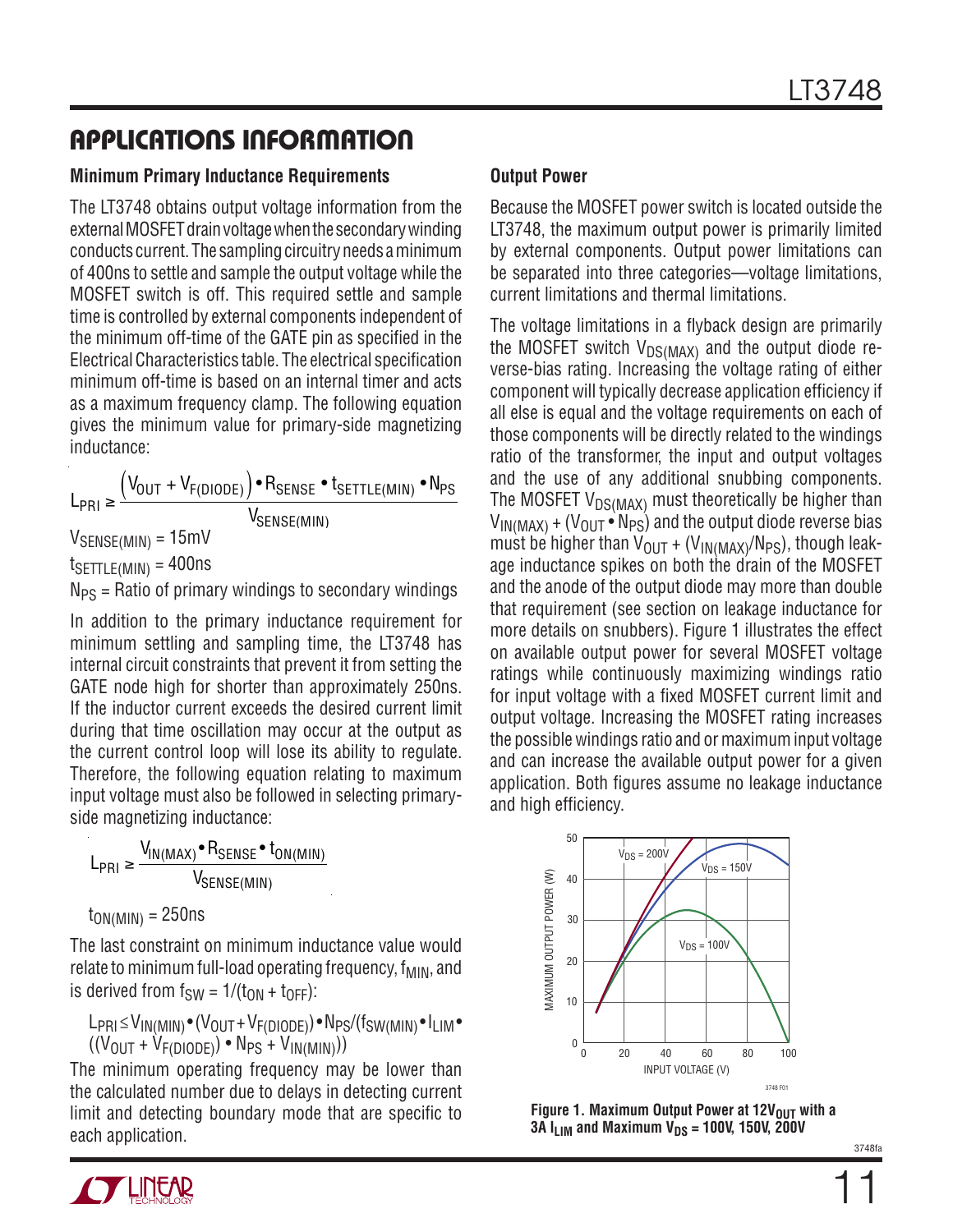## APPLICATIONS INFORMATION

### Minimum Primary Inductance Requirements

The LT3748 obtains output voltage information from the external MOSFET drain voltage when the secondary winding conducts current. The sampling circuitry needs a minimum of 400ns to settle and sample the output voltage while the MOSFET switch is off. This required settle and sample time is controlled by external components independent of the minimum off-time of the GATE pin as specified in the Electrical Characteristics table. The electrical specification minimum off-time is based on an internal timer and acts as a maximum frequency clamp. The following equation gives the minimum value for primary-side magnetizing inductance:

$$L_{PRI} \geq \frac{\left(V_{OUT} + V_{F(DIODE)}\right) \bullet R_{SENSE} \bullet t_{SETTLE(MIN)} \bullet N_{PS}}{V_{SENSE(MIN)}}$$

$V_{SENSE(MIN)}$ = 15mV

$t_{SETTLE(MIN)}$ = 400ns

$N_{PS}$ = Ratio of primary windings to secondary windings

In addition to the primary inductance requirement for minimum settling and sampling time, the LT3748 has internal circuit constraints that prevent it from setting the GATE node high for shorter than approximately 250ns. If the inductor current exceeds the desired current limit during that time oscillation may occur at the output as the current control loop will lose its ability to regulate. Therefore, the following equation relating to maximum input voltage must also be followed in selecting primary-side magnetizing inductance:

$$L_{PRI} \geq \frac{V_{IN(MAX)} \bullet R_{SENSE} \bullet t_{ON(MIN)}}{V_{SENSE(MIN)}}$$

$t_{ON(MIN)}$ = 250ns

The last constraint on minimum inductance value would relate to minimum full-load operating frequency, $f_{MIN}$, and is derived from $f_{SW} = 1/(t_{ON} + t_{OFF})$:

$$L_{PRI} \leq V_{IN(MIN)} \bullet (V_{OUT} + V_{F(DIODE)}) \bullet N_{PS}/(f_{SW(MIN)} \bullet I_{LIM} \bullet ((V_{OUT} + V_{F(DIODE)}) \bullet N_{PS} + V_{IN(MIN)}))$$

The minimum operating frequency may be lower than the calculated number due to delays in detecting current limit and detecting boundary mode that are specific to each application.

### Output Power

Because the MOSFET power switch is located outside the LT3748, the maximum output power is primarily limited by external components. Output power limitations can be separated into three categories—voltage limitations, current limitations and thermal limitations.

The voltage limitations in a flyback design are primarily the MOSFET switch $V_{DS(MAX)}$ and the output diode reverse-bias rating. Increasing the voltage rating of either component will typically decrease application efficiency if all else is equal and the voltage requirements on each of those components will be directly related to the windings ratio of the transformer, the input and output voltages and the use of any additional snubbing components. The MOSFET $V_{DS(MAX)}$ must theoretically be higher than $V_{IN(MAX)} + (V_{OUT} \bullet N_{PS})$ and the output diode reverse bias must be higher than $V_{OUT} + (V_{IN(MAX)}/N_{PS})$, though leakage inductance spikes on both the drain of the MOSFET and the anode of the output diode may more than double that requirement (see section on leakage inductance for more details on snubbers). Figure 1 illustrates the effect on available output power for several MOSFET voltage ratings while continuously maximizing windings ratio for input voltage with a fixed MOSFET current limit and output voltage. Increasing the MOSFET rating increases the possible windings ratio and or maximum input voltage and can increase the available output power for a given application. Both figures assume no leakage inductance and high efficiency.

**Figure 1. Maximum Output Power at 12$V_{OUT}$ with a 3A $I_{LIM}$ and Maximum $V_{DS}$ = 100V, 150V, 200V**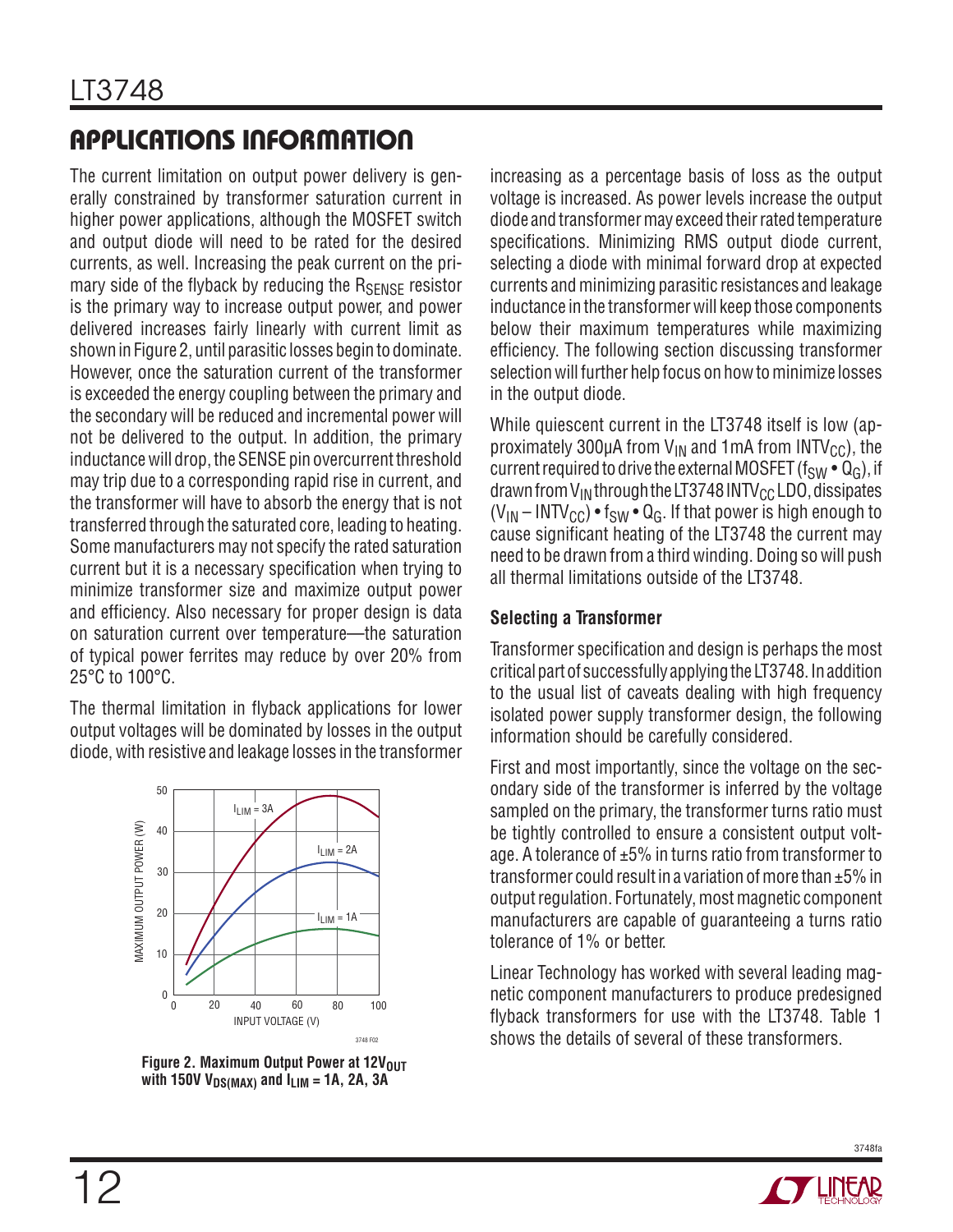## APPLICATIONS INFORMATION

The current limitation on output power delivery is generally constrained by transformer saturation current in higher power applications, although the MOSFET switch and output diode will need to be rated for the desired currents, as well. Increasing the peak current on the primary side of the flyback by reducing the $R_{SENSE}$ resistor is the primary way to increase output power, and power delivered increases fairly linearly with current limit as shown in Figure 2, until parasitic losses begin to dominate. However, once the saturation current of the transformer is exceeded the energy coupling between the primary and the secondary will be reduced and incremental power will not be delivered to the output. In addition, the primary inductance will drop, the SENSE pin overcurrent threshold may trip due to a corresponding rapid rise in current, and the transformer will have to absorb the energy that is not transferred through the saturated core, leading to heating. Some manufacturers may not specify the rated saturation current but it is a necessary specification when trying to minimize transformer size and maximize output power and efficiency. Also necessary for proper design is data on saturation current over temperature—the saturation of typical power ferrites may reduce by over 20% from 25°C to 100°C.

The thermal limitation in flyback applications for lower output voltages will be dominated by losses in the output diode, with resistive and leakage losses in the transformer increasing as a percentage basis of loss as the output voltage is increased. As power levels increase the output diode and transformer may exceed their rated temperature specifications. Minimizing RMS output diode current, selecting a diode with minimal forward drop at expected currents and minimizing parasitic resistances and leakage inductance in the transformer will keep those components below their maximum temperatures while maximizing efficiency. The following section discussing transformer selection will further help focus on how to minimize losses in the output diode.

**Figure 2. Maximum Output Power at $12V_{OUT}$ with 150V $V_{DS(MAX)}$ and $I_{LIM}$ = 1A, 2A, 3A**

While quiescent current in the LT3748 itself is low (approximately 300µA from $V_{IN}$ and 1mA from $INTV_{CC}$), the current required to drive the external MOSFET ($f_{SW} \cdot Q_G$), if drawn from $V_{IN}$ through the LT3748 $INTV_{CC}$ LDO, dissipates $(V_{IN} – INTV_{CC}) \cdot f_{SW} \cdot Q_G$. If that power is high enough to cause significant heating of the LT3748 the current may need to be drawn from a third winding. Doing so will push all thermal limitations outside of the LT3748.

### Selecting a Transformer

Transformer specification and design is perhaps the most critical part of successfully applying the LT3748. In addition to the usual list of caveats dealing with high frequency isolated power supply transformer design, the following information should be carefully considered.

First and most importantly, since the voltage on the secondary side of the transformer is inferred by the voltage sampled on the primary, the transformer turns ratio must be tightly controlled to ensure a consistent output voltage. A tolerance of ±5% in turns ratio from transformer to transformer could result in a variation of more than ±5% in output regulation. Fortunately, most magnetic component manufacturers are capable of guaranteeing a turns ratio tolerance of 1% or better.

Linear Technology has worked with several leading magnetic component manufacturers to produce predesigned flyback transformers for use with the LT3748. Table 1 shows the details of several of these transformers.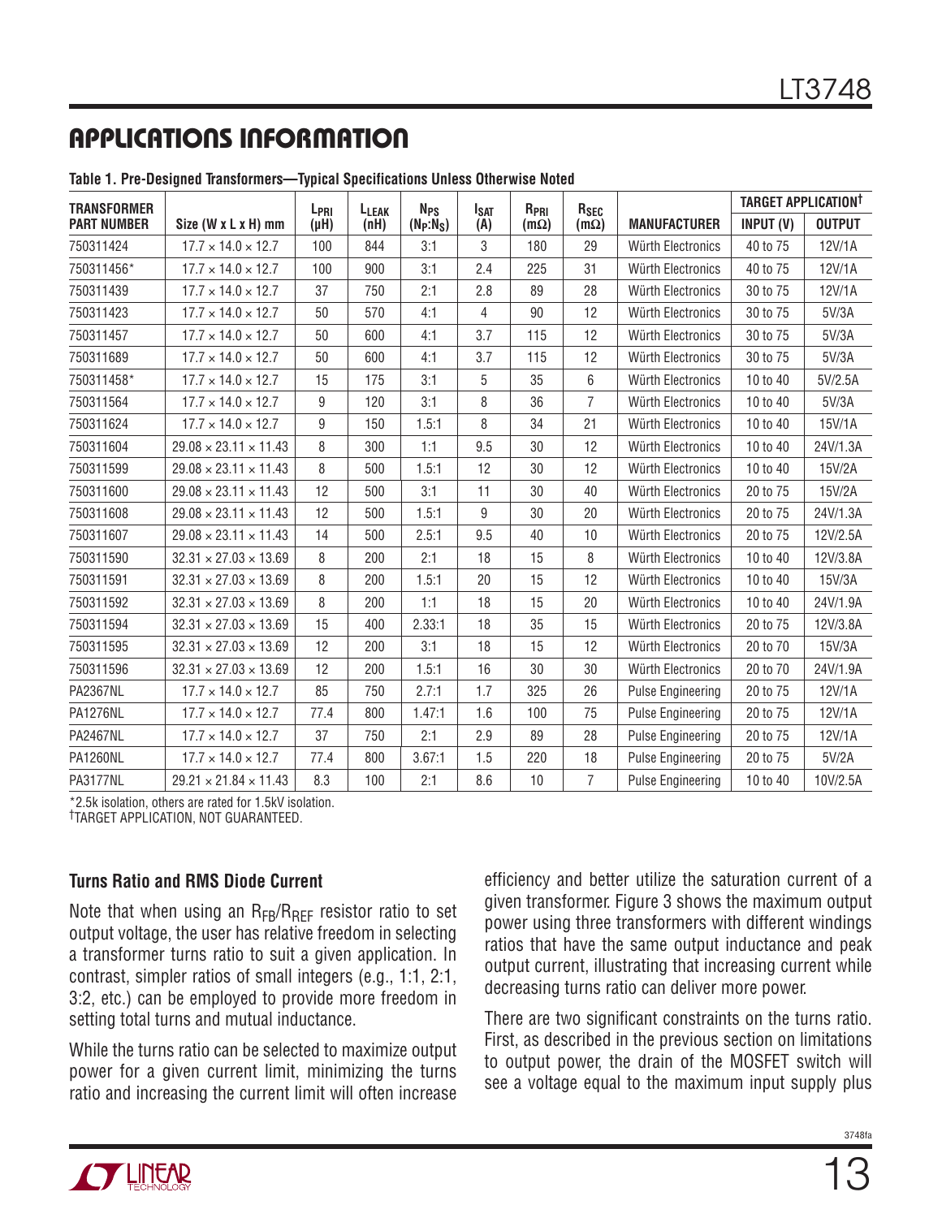## APPLICATIONS INFORMATION

**Table 1. Pre-Designed Transformers—Typical Specifications Unless Otherwise Noted**

| TRANSFORMER PART NUMBER | Size (W x L x H) mm | $L_{PRI}$ (µH) | $L_{LEAK}$ (nH) | $N_{PS}$ ($N_P$:$N_S$) | $I_{SAT}$ (A) | $R_{PRI}$ (mΩ) | $R_{SEC}$ (mΩ) | MANUFACTURER | TARGET APPLICATION† INPUT (V) | OUTPUT |
|---|---|---|---|---|---|---|---|---|---|---|
| 750311424 | 17.7 × 14.0 × 12.7 | 100 | 844 | 3:1 | 3 | 180 | 29 | Würth Electronics | 40 to 75 | 12V/1A |
| 750311456* | 17.7 × 14.0 × 12.7 | 100 | 900 | 3:1 | 2.4 | 225 | 31 | Würth Electronics | 40 to 75 | 12V/1A |
| 750311439 | 17.7 × 14.0 × 12.7 | 37 | 750 | 2:1 | 2.8 | 89 | 28 | Würth Electronics | 30 to 75 | 12V/1A |
| 750311423 | 17.7 × 14.0 × 12.7 | 50 | 570 | 4:1 | 4 | 90 | 12 | Würth Electronics | 30 to 75 | 5V/3A |
| 750311457 | 17.7 × 14.0 × 12.7 | 50 | 600 | 4:1 | 3.7 | 115 | 12 | Würth Electronics | 30 to 75 | 5V/3A |
| 750311689 | 17.7 × 14.0 × 12.7 | 50 | 600 | 4:1 | 3.7 | 115 | 12 | Würth Electronics | 30 to 75 | 5V/3A |
| 750311458* | 17.7 × 14.0 × 12.7 | 15 | 175 | 3:1 | 5 | 35 | 6 | Würth Electronics | 10 to 40 | 5V/2.5A |
| 750311564 | 17.7 × 14.0 × 12.7 | 9 | 120 | 3:1 | 8 | 36 | 7 | Würth Electronics | 10 to 40 | 5V/3A |
| 750311624 | 17.7 × 14.0 × 12.7 | 9 | 150 | 1.5:1 | 8 | 34 | 21 | Würth Electronics | 10 to 40 | 15V/1A |
| 750311604 | 29.08 × 23.11 × 11.43 | 8 | 300 | 1:1 | 9.5 | 30 | 12 | Würth Electronics | 10 to 40 | 24V/1.3A |
| 750311599 | 29.08 × 23.11 × 11.43 | 8 | 500 | 1.5:1 | 12 | 30 | 12 | Würth Electronics | 10 to 40 | 15V/2A |
| 750311600 | 29.08 × 23.11 × 11.43 | 12 | 500 | 3:1 | 11 | 30 | 40 | Würth Electronics | 20 to 75 | 15V/2A |
| 750311608 | 29.08 × 23.11 × 11.43 | 12 | 500 | 1.5:1 | 9 | 30 | 20 | Würth Electronics | 20 to 75 | 24V/1.3A |
| 750311607 | 29.08 × 23.11 × 11.43 | 14 | 500 | 2.5:1 | 9.5 | 40 | 10 | Würth Electronics | 20 to 75 | 12V/2.5A |
| 750311590 | 32.31 × 27.03 × 13.69 | 8 | 200 | 2:1 | 18 | 15 | 8 | Würth Electronics | 10 to 40 | 12V/3.8A |
| 750311591 | 32.31 × 27.03 × 13.69 | 8 | 200 | 1.5:1 | 20 | 15 | 12 | Würth Electronics | 10 to 40 | 15V/3A |
| 750311592 | 32.31 × 27.03 × 13.69 | 8 | 200 | 1:1 | 18 | 15 | 20 | Würth Electronics | 10 to 40 | 24V/1.9A |
| 750311594 | 32.31 × 27.03 × 13.69 | 15 | 400 | 2.33:1 | 18 | 35 | 15 | Würth Electronics | 20 to 75 | 12V/3.8A |
| 750311595 | 32.31 × 27.03 × 13.69 | 12 | 200 | 3:1 | 18 | 15 | 12 | Würth Electronics | 20 to 70 | 15V/3A |
| 750311596 | 32.31 × 27.03 × 13.69 | 12 | 200 | 1.5:1 | 16 | 30 | 30 | Würth Electronics | 20 to 70 | 24V/1.9A |
| PA2367NL | 17.7 × 14.0 × 12.7 | 85 | 750 | 2.7:1 | 1.7 | 325 | 26 | Pulse Engineering | 20 to 75 | 12V/1A |
| PA1276NL | 17.7 × 14.0 × 12.7 | 77.4 | 800 | 1.47:1 | 1.6 | 100 | 75 | Pulse Engineering | 20 to 75 | 12V/1A |
| PA2467NL | 17.7 × 14.0 × 12.7 | 37 | 750 | 2:1 | 2.9 | 89 | 28 | Pulse Engineering | 20 to 75 | 12V/1A |
| PA1260NL | 17.7 × 14.0 × 12.7 | 77.4 | 800 | 3.67:1 | 1.5 | 220 | 18 | Pulse Engineering | 20 to 75 | 5V/2A |
| PA3177NL | 29.21 × 21.84 × 11.43 | 8.3 | 100 | 2:1 | 8.6 | 10 | 7 | Pulse Engineering | 10 to 40 | 10V/2.5A |

*2.5k isolation, others are rated for 1.5kV isolation.
†TARGET APPLICATION, NOT GUARANTEED.

### Turns Ratio and RMS Diode Current

Note that when using an $R_{FB}/R_{REF}$ resistor ratio to set output voltage, the user has relative freedom in selecting a transformer turns ratio to suit a given application. In contrast, simpler ratios of small integers (e.g., 1:1, 2:1, 3:2, etc.) can be employed to provide more freedom in setting total turns and mutual inductance.

While the turns ratio can be selected to maximize output power for a given current limit, minimizing the turns ratio and increasing the current limit will often increase efficiency and better utilize the saturation current of a given transformer. Figure 3 shows the maximum output power using three transformers with different windings ratios that have the same output inductance and peak output current, illustrating that increasing current while decreasing turns ratio can deliver more power.

There are two significant constraints on the turns ratio. First, as described in the previous section on limitations to output power, the drain of the MOSFET switch will see a voltage equal to the maximum input supply plus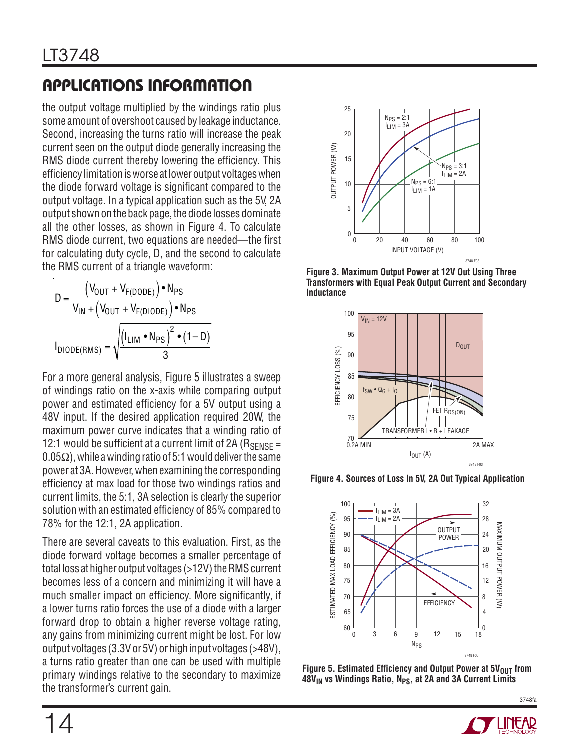## APPLICATIONS INFORMATION

the output voltage multiplied by the windings ratio plus some amount of overshoot caused by leakage inductance. Second, increasing the turns ratio will increase the peak current seen on the output diode generally increasing the RMS diode current thereby lowering the efficiency. This efficiency limitation is worse at lower output voltages when the diode forward voltage is significant compared to the output voltage. In a typical application such as the 5V, 2A output shown on the back page, the diode losses dominate all the other losses, as shown in Figure 4. To calculate RMS diode current, two equations are needed—the first for calculating duty cycle, D, and the second to calculate the RMS current of a triangle waveform:

$$D = \frac{\left(V_{OUT} + V_{F(DODE)}\right) \cdot N_{PS}}{V_{IN} + \left(V_{OUT} + V_{F(DIODE)}\right) \cdot N_{PS}}$$

$$I_{DIODE(RMS)} = \sqrt{\frac{\left(I_{LIM} \cdot N_{PS}\right)^2 \cdot (1-D)}{3}}$$

For a more general analysis, Figure 5 illustrates a sweep of windings ratio on the x-axis while comparing output power and estimated efficiency for a 5V output using a 48V input. If the desired application required 20W, the maximum power curve indicates that a winding ratio of 12:1 would be sufficient at a current limit of 2A ($R_{SENSE}$ = 0.05Ω), while a winding ratio of 5:1 would deliver the same power at 3A. However, when examining the corresponding efficiency at max load for those two windings ratios and current limits, the 5:1, 3A selection is clearly the superior solution with an estimated efficiency of 85% compared to 78% for the 12:1, 2A application.

There are several caveats to this evaluation. First, as the diode forward voltage becomes a smaller percentage of total loss at higher output voltages (>12V) the RMS current becomes less of a concern and minimizing it will have a much smaller impact on efficiency. More significantly, if a lower turns ratio forces the use of a diode with a larger forward drop to obtain a higher reverse voltage rating, any gains from minimizing current might be lost. For low output voltages (3.3V or 5V) or high input voltages (>48V), a turns ratio greater than one can be used with multiple primary windings relative to the secondary to maximize the transformer's current gain.

**Figure 3. Maximum Output Power at 12V Out Using Three Transformers with Equal Peak Output Current and Secondary Inductance**

**Figure 4. Sources of Loss In 5V, 2A Out Typical Application**

**Figure 5. Estimated Efficiency and Output Power at $5V_{OUT}$ from $48V_{IN}$ vs Windings Ratio, $N_{PS}$, at 2A and 3A Current Limits**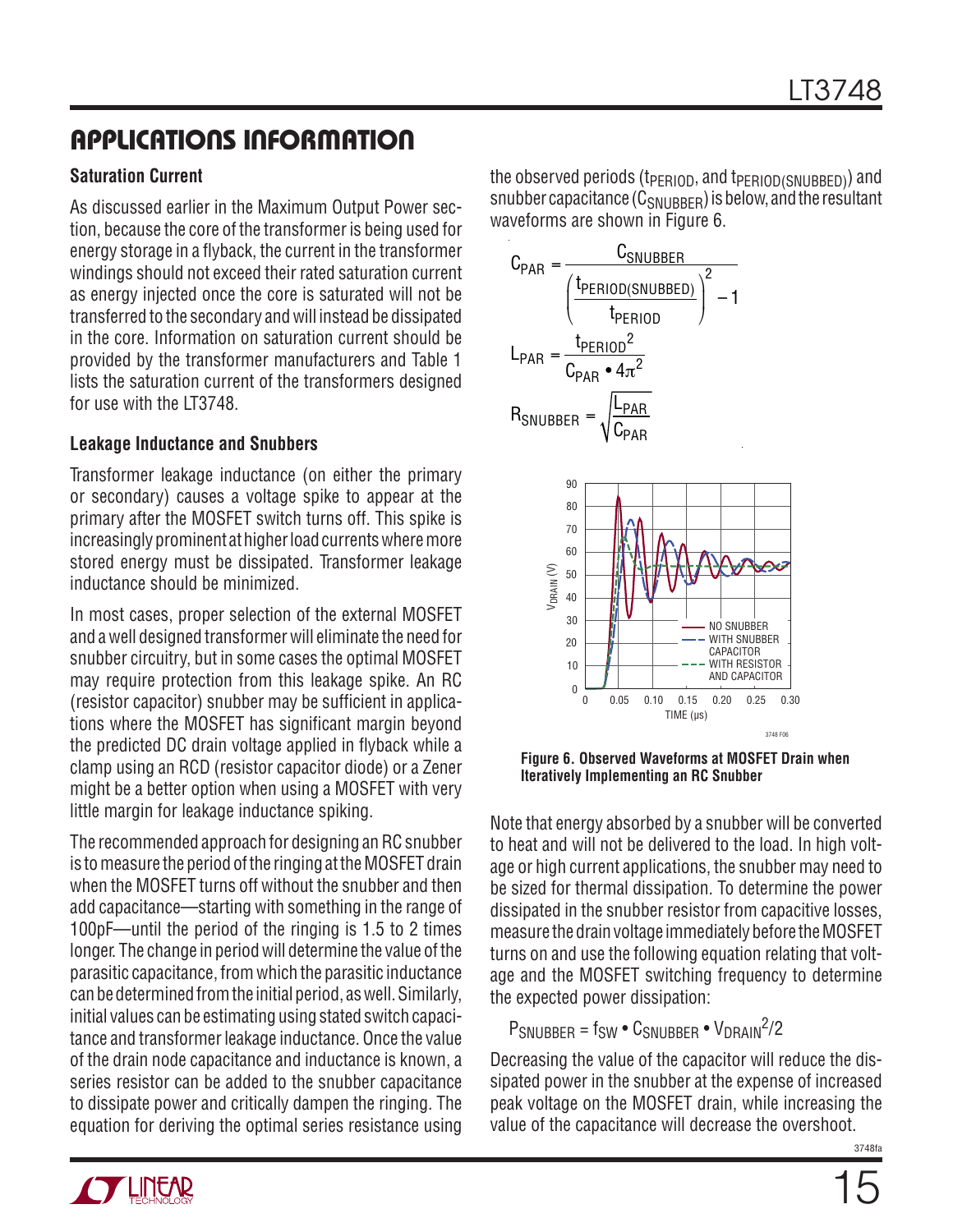## APPLICATIONS INFORMATION

### Saturation Current

As discussed earlier in the Maximum Output Power section, because the core of the transformer is being used for energy storage in a flyback, the current in the transformer windings should not exceed their rated saturation current as energy injected once the core is saturated will not be transferred to the secondary and will instead be dissipated in the core. Information on saturation current should be provided by the transformer manufacturers and Table 1 lists the saturation current of the transformers designed for use with the LT3748.

### Leakage Inductance and Snubbers

Transformer leakage inductance (on either the primary or secondary) causes a voltage spike to appear at the primary after the MOSFET switch turns off. This spike is increasingly prominent at higher load currents where more stored energy must be dissipated. Transformer leakage inductance should be minimized.

In most cases, proper selection of the external MOSFET and a well designed transformer will eliminate the need for snubber circuitry, but in some cases the optimal MOSFET may require protection from this leakage spike. An RC (resistor capacitor) snubber may be sufficient in applications where the MOSFET has significant margin beyond the predicted DC drain voltage applied in flyback while a clamp using an RCD (resistor capacitor diode) or a Zener might be a better option when using a MOSFET with very little margin for leakage inductance spiking.

The recommended approach for designing an RC snubber is to measure the period of the ringing at the MOSFET drain when the MOSFET turns off without the snubber and then add capacitance—starting with something in the range of 100pF—until the period of the ringing is 1.5 to 2 times longer. The change in period will determine the value of the parasitic capacitance, from which the parasitic inductance can be determined from the initial period, as well. Similarly, initial values can be estimating using stated switch capacitance and transformer leakage inductance. Once the value of the drain node capacitance and inductance is known, a series resistor can be added to the snubber capacitance to dissipate power and critically dampen the ringing. The equation for deriving the optimal series resistance using the observed periods ($t_{PERIOD}$, and $t_{PERIOD(SNUBBED)}$) and snubber capacitance ($C_{SNUBBER}$) is below, and the resultant waveforms are shown in Figure 6.

$$C_{PAR} = \frac{C_{SNUBBER}}{\left(\frac{t_{PERIOD(SNUBBED)}}{t_{PERIOD}}\right)^2 - 1}$$

$$L_{PAR} = \frac{t_{PERIOD}^2}{C_{PAR} \cdot 4\pi^2}$$

$$R_{SNUBBER} = \sqrt{\frac{L_{PAR}}{C_{PAR}}}$$

**Figure 6. Observed Waveforms at MOSFET Drain when Iteratively Implementing an RC Snubber**

Note that energy absorbed by a snubber will be converted to heat and will not be delivered to the load. In high voltage or high current applications, the snubber may need to be sized for thermal dissipation. To determine the power dissipated in the snubber resistor from capacitive losses, measure the drain voltage immediately before the MOSFET turns on and use the following equation relating that voltage and the MOSFET switching frequency to determine the expected power dissipation:

$$P_{SNUBBER} = f_{SW} \cdot C_{SNUBBER} \cdot V_{DRAIN}^2/2$$

Decreasing the value of the capacitor will reduce the dissipated power in the snubber at the expense of increased peak voltage on the MOSFET drain, while increasing the value of the capacitance will decrease the overshoot.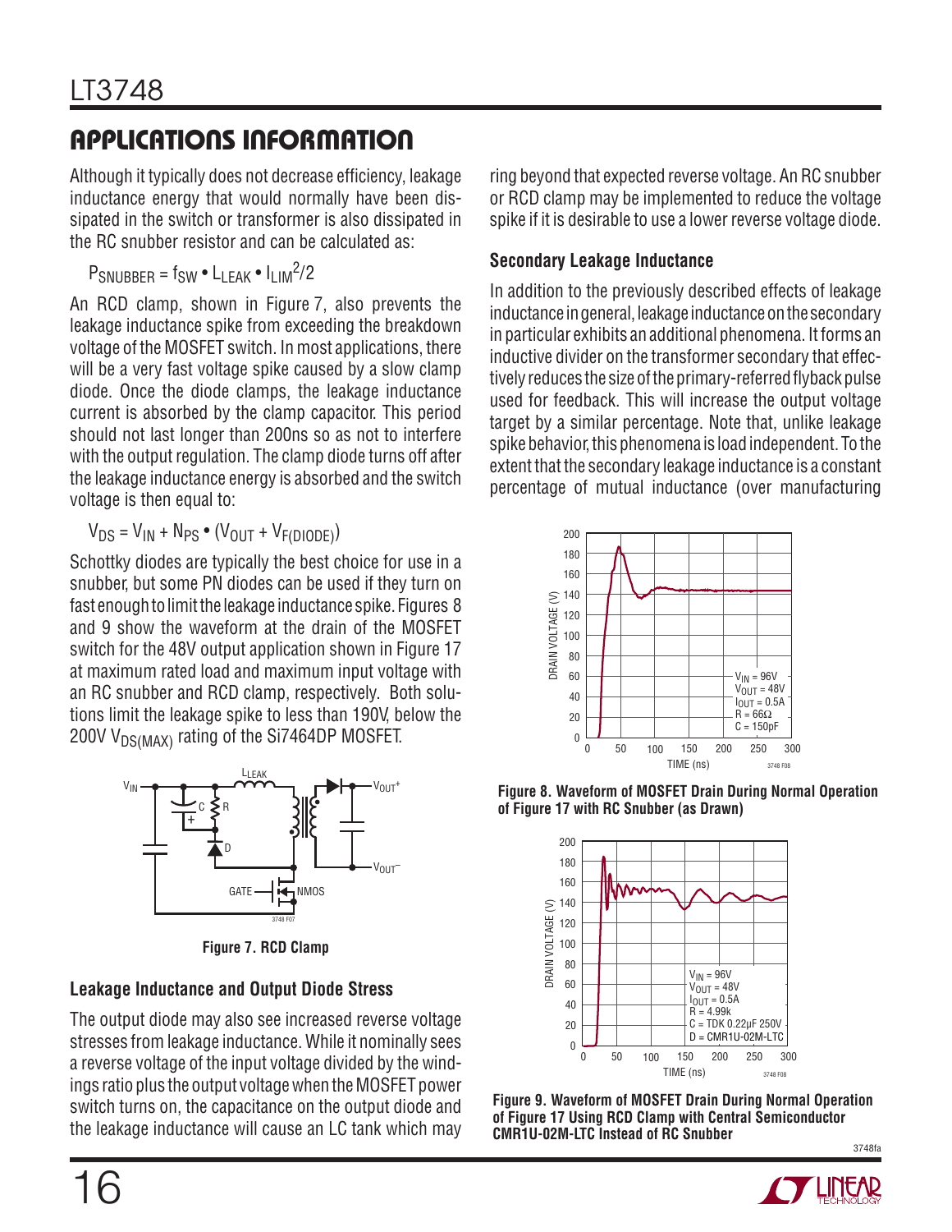## APPLICATIONS INFORMATION

Although it typically does not decrease efficiency, leakage inductance energy that would normally have been dissipated in the switch or transformer is also dissipated in the RC snubber resistor and can be calculated as:

$$P_{SNUBBER} = f_{SW} \bullet L_{LEAK} \bullet I_{LIM}^2/2$$

An RCD clamp, shown in Figure 7, also prevents the leakage inductance spike from exceeding the breakdown voltage of the MOSFET switch. In most applications, there will be a very fast voltage spike caused by a slow clamp diode. Once the diode clamps, the leakage inductance current is absorbed by the clamp capacitor. This period should not last longer than 200ns so as not to interfere with the output regulation. The clamp diode turns off after the leakage inductance energy is absorbed and the switch voltage is then equal to:

$$V_{DS} = V_{IN} + N_{PS} \bullet (V_{OUT} + V_{F(DIODE)})$$

Schottky diodes are typically the best choice for use in a snubber, but some PN diodes can be used if they turn on fast enough to limit the leakage inductance spike. Figures 8 and 9 show the waveform at the drain of the MOSFET switch for the 48V output application shown in Figure 17 at maximum rated load and maximum input voltage with an RC snubber and RCD clamp, respectively. Both solutions limit the leakage spike to less than 190V, below the 200V $V_{DS(MAX)}$ rating of the Si7464DP MOSFET.

Figure 7. RCD Clamp

### Leakage Inductance and Output Diode Stress

The output diode may also see increased reverse voltage stresses from leakage inductance. While it nominally sees a reverse voltage of the input voltage divided by the windings ratio plus the output voltage when the MOSFET power switch turns on, the capacitance on the output diode and the leakage inductance will cause an LC tank which may ring beyond that expected reverse voltage. An RC snubber or RCD clamp may be implemented to reduce the voltage spike if it is desirable to use a lower reverse voltage diode.

### Secondary Leakage Inductance

In addition to the previously described effects of leakage inductance in general, leakage inductance on the secondary in particular exhibits an additional phenomena. It forms an inductive divider on the transformer secondary that effectively reduces the size of the primary-referred flyback pulse used for feedback. This will increase the output voltage target by a similar percentage. Note that, unlike leakage spike behavior, this phenomena is load independent. To the extent that the secondary leakage inductance is a constant percentage of mutual inductance (over manufacturing

Figure 8. Waveform of MOSFET Drain During Normal Operation of Figure 17 with RC Snubber (as Drawn)

Figure 9. Waveform of MOSFET Drain During Normal Operation of Figure 17 Using RCD Clamp with Central Semiconductor CMR1U-02M-LTC Instead of RC Snubber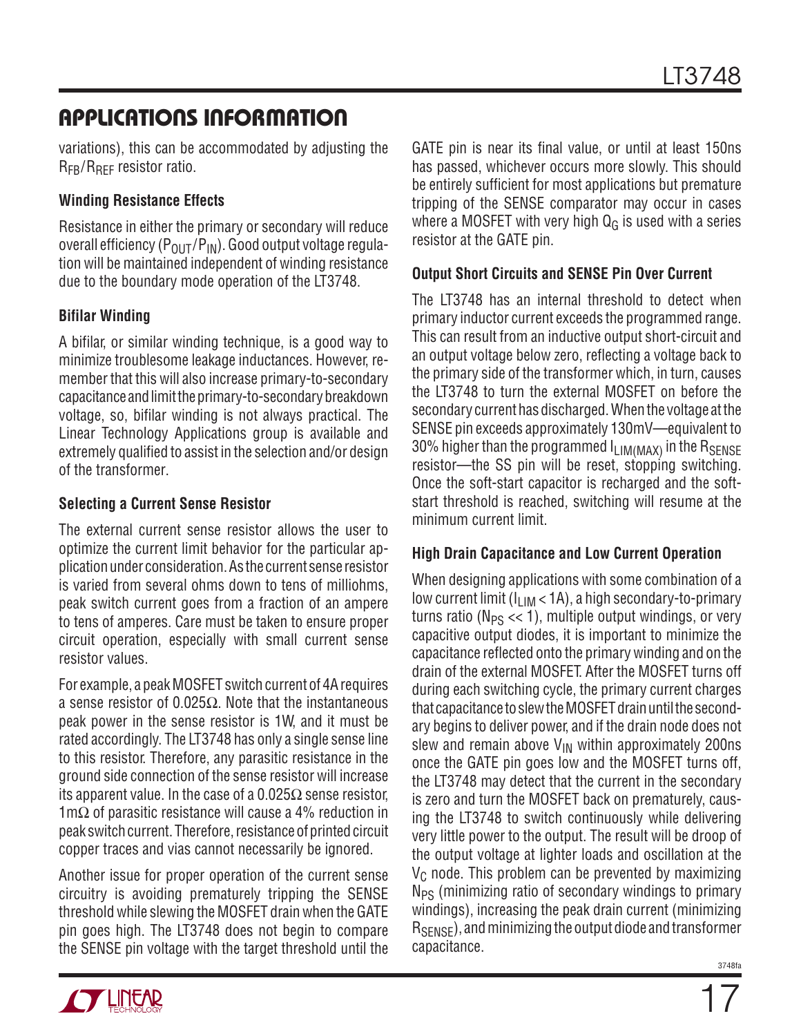## APPLICATIONS INFORMATION

variations), this can be accommodated by adjusting the $R_{FB}/R_{REF}$ resistor ratio.

### Winding Resistance Effects

Resistance in either the primary or secondary will reduce overall efficiency ($P_{OUT}/P_{IN}$). Good output voltage regulation will be maintained independent of winding resistance due to the boundary mode operation of the LT3748.

### Bifilar Winding

A bifilar, or similar winding technique, is a good way to minimize troublesome leakage inductances. However, remember that this will also increase primary-to-secondary capacitance and limit the primary-to-secondary breakdown voltage, so, bifilar winding is not always practical. The Linear Technology Applications group is available and extremely qualified to assist in the selection and/or design of the transformer.

### Selecting a Current Sense Resistor

The external current sense resistor allows the user to optimize the current limit behavior for the particular application under consideration. As the current sense resistor is varied from several ohms down to tens of milliohms, peak switch current goes from a fraction of an ampere to tens of amperes. Care must be taken to ensure proper circuit operation, especially with small current sense resistor values.

For example, a peak MOSFET switch current of 4A requires a sense resistor of 0.025Ω. Note that the instantaneous peak power in the sense resistor is 1W, and it must be rated accordingly. The LT3748 has only a single sense line to this resistor. Therefore, any parasitic resistance in the ground side connection of the sense resistor will increase its apparent value. In the case of a 0.025Ω sense resistor, 1mΩ of parasitic resistance will cause a 4% reduction in peak switch current. Therefore, resistance of printed circuit copper traces and vias cannot necessarily be ignored.

Another issue for proper operation of the current sense circuitry is avoiding prematurely tripping the SENSE threshold while slewing the MOSFET drain when the GATE pin goes high. The LT3748 does not begin to compare the SENSE pin voltage with the target threshold until the GATE pin is near its final value, or until at least 150ns has passed, whichever occurs more slowly. This should be entirely sufficient for most applications but premature tripping of the SENSE comparator may occur in cases where a MOSFET with very high $Q_G$ is used with a series resistor at the GATE pin.

### Output Short Circuits and SENSE Pin Over Current

The LT3748 has an internal threshold to detect when primary inductor current exceeds the programmed range. This can result from an inductive output short-circuit and an output voltage below zero, reflecting a voltage back to the primary side of the transformer which, in turn, causes the LT3748 to turn the external MOSFET on before the secondary current has discharged. When the voltage at the SENSE pin exceeds approximately 130mV—equivalent to 30% higher than the programmed $I_{LIM(MAX)}$ in the $R_{SENSE}$ resistor—the SS pin will be reset, stopping switching. Once the soft-start capacitor is recharged and the soft-start threshold is reached, switching will resume at the minimum current limit.

### High Drain Capacitance and Low Current Operation

When designing applications with some combination of a low current limit ($I_{LIM} < 1A$), a high secondary-to-primary turns ratio ($N_{PS} << 1$), multiple output windings, or very capacitive output diodes, it is important to minimize the capacitance reflected onto the primary winding and on the drain of the external MOSFET. After the MOSFET turns off during each switching cycle, the primary current charges that capacitance to slew the MOSFET drain until the secondary begins to deliver power, and if the drain node does not slew and remain above $V_{IN}$ within approximately 200ns once the GATE pin goes low and the MOSFET turns off, the LT3748 may detect that the current in the secondary is zero and turn the MOSFET back on prematurely, causing the LT3748 to switch continuously while delivering very little power to the output. The result will be droop of the output voltage at lighter loads and oscillation at the $V_C$ node. This problem can be prevented by maximizing $N_{PS}$ (minimizing ratio of secondary windings to primary windings), increasing the peak drain current (minimizing $R_{SENSE}$), and minimizing the output diode and transformer capacitance.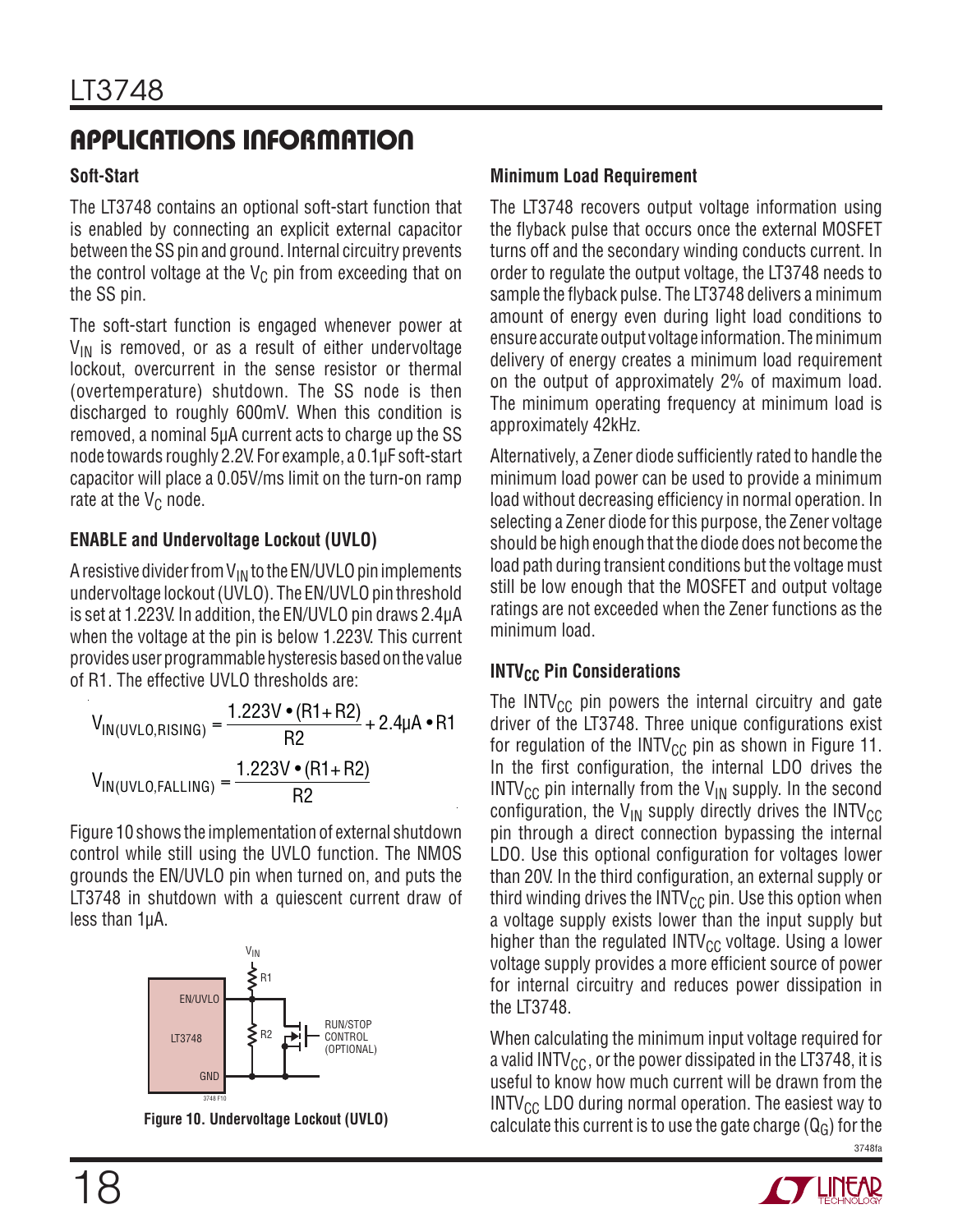## APPLICATIONS INFORMATION

### Soft-Start

The LT3748 contains an optional soft-start function that is enabled by connecting an explicit external capacitor between the SS pin and ground. Internal circuitry prevents the control voltage at the $V_C$ pin from exceeding that on the SS pin.

The soft-start function is engaged whenever power at $V_{IN}$ is removed, or as a result of either undervoltage lockout, overcurrent in the sense resistor or thermal (overtemperature) shutdown. The SS node is then discharged to roughly 600mV. When this condition is removed, a nominal 5µA current acts to charge up the SS node towards roughly 2.2V. For example, a 0.1µF soft-start capacitor will place a 0.05V/ms limit on the turn-on ramp rate at the $V_C$ node.

### ENABLE and Undervoltage Lockout (UVLO)

A resistive divider from $V_{IN}$ to the EN/UVLO pin implements undervoltage lockout (UVLO). The EN/UVLO pin threshold is set at 1.223V. In addition, the EN/UVLO pin draws 2.4µA when the voltage at the pin is below 1.223V. This current provides user programmable hysteresis based on the value of R1. The effective UVLO thresholds are:

$$V_{IN(UVLO,RISING)} = \frac{1.223V \bullet (R1 + R2)}{R2} + 2.4\mu A \bullet R1$$

$$V_{IN(UVLO,FALLING)} = \frac{1.223V \bullet (R1 + R2)}{R2}$$

Figure 10 shows the implementation of external shutdown control while still using the UVLO function. The NMOS grounds the EN/UVLO pin when turned on, and puts the LT3748 in shutdown with a quiescent current draw of less than 1µA.

Figure 10. Undervoltage Lockout (UVLO)

### Minimum Load Requirement

The LT3748 recovers output voltage information using the flyback pulse that occurs once the external MOSFET turns off and the secondary winding conducts current. In order to regulate the output voltage, the LT3748 needs to sample the flyback pulse. The LT3748 delivers a minimum amount of energy even during light load conditions to ensure accurate output voltage information. The minimum delivery of energy creates a minimum load requirement on the output of approximately 2% of maximum load. The minimum operating frequency at minimum load is approximately 42kHz.

Alternatively, a Zener diode sufficiently rated to handle the minimum load power can be used to provide a minimum load without decreasing efficiency in normal operation. In selecting a Zener diode for this purpose, the Zener voltage should be high enough that the diode does not become the load path during transient conditions but the voltage must still be low enough that the MOSFET and output voltage ratings are not exceeded when the Zener functions as the minimum load.

### $INTV_{CC}$ Pin Considerations

The $INTV_{CC}$ pin powers the internal circuitry and gate driver of the LT3748. Three unique configurations exist for regulation of the $INTV_{CC}$ pin as shown in Figure 11. In the first configuration, the internal LDO drives the $INTV_{CC}$ pin internally from the $V_{IN}$ supply. In the second configuration, the $V_{IN}$ supply directly drives the $INTV_{CC}$ pin through a direct connection bypassing the internal LDO. Use this optional configuration for voltages lower than 20V. In the third configuration, an external supply or third winding drives the $INTV_{CC}$ pin. Use this option when a voltage supply exists lower than the input supply but higher than the regulated $INTV_{CC}$ voltage. Using a lower voltage supply provides a more efficient source of power for internal circuitry and reduces power dissipation in the LT3748.

When calculating the minimum input voltage required for a valid $INTV_{CC}$, or the power dissipated in the LT3748, it is useful to know how much current will be drawn from the $INTV_{CC}$ LDO during normal operation. The easiest way to calculate this current is to use the gate charge ($Q_G$) for the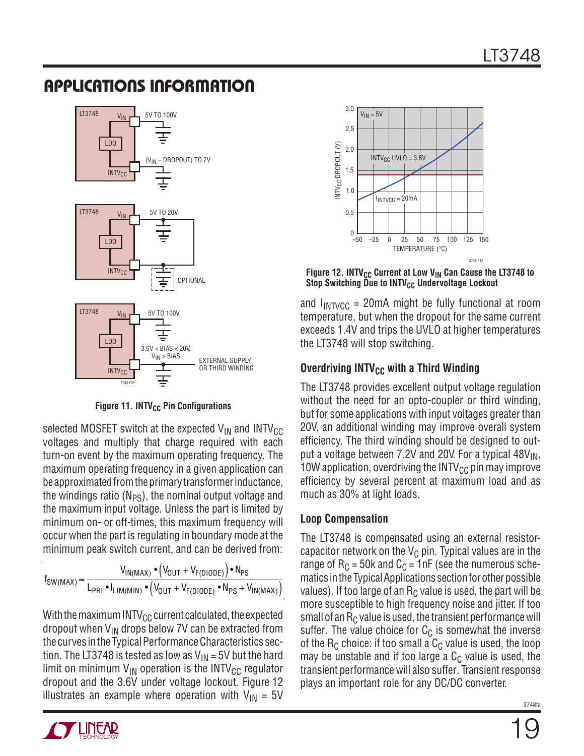## APPLICATIONS INFORMATION

Figure 11. $INTV_{CC}$ Pin Configurations

selected MOSFET switch at the expected $V_{IN}$ and $INTV_{CC}$ voltages and multiply that charge required with each turn-on event by the maximum operating frequency. The maximum operating frequency in a given application can be approximated from the primary transformer inductance, the windings ratio ($N_{PS}$), the nominal output voltage and the maximum input voltage. Unless the part is limited by minimum on- or off-times, this maximum frequency will occur when the part is regulating in boundary mode at the minimum peak switch current, and can be derived from:

$$f_{SW(MAX)} \approx \frac{V_{IN(MAX)} \bullet \left(V_{OUT} + V_{F(DIODE)}\right) \bullet N_{PS}}{L_{PRI} \bullet I_{LIM(MIN)} \bullet \left(V_{OUT} + V_{F(DIODE)} \bullet N_{PS} + V_{IN(MAX)}\right)}$$

With the maximum $INTV_{CC}$ current calculated, the expected dropout when $V_{IN}$ drops below 7V can be extracted from the curves in the Typical Performance Characteristics section. The LT3748 is tested as low as $V_{IN}$ = 5V but the hard limit on minimum $V_{IN}$ operation is the $INTV_{CC}$ regulator dropout and the 3.6V under voltage lockout. Figure 12 illustrates an example where operation with $V_{IN}$ = 5V and $I_{INTVCC}$ = 20mA might be fully functional at room temperature, but when the dropout for the same current exceeds 1.4V and trips the UVLO at higher temperatures the LT3748 will stop switching.

Figure 12. $INTV_{CC}$ Current at Low $V_{IN}$ Can Cause the LT3748 to Stop Switching Due to $INTV_{CC}$ Undervoltage Lockout

### Overdriving $INTV_{CC}$ with a Third Winding

The LT3748 provides excellent output voltage regulation without the need for an opto-coupler or third winding, but for some applications with input voltages greater than 20V, an additional winding may improve overall system efficiency. The third winding should be designed to output a voltage between 7.2V and 20V. For a typical $48V_{IN}$, 10W application, overdriving the $INTV_{CC}$ pin may improve efficiency by several percent at maximum load and as much as 30% at light loads.

### Loop Compensation

The LT3748 is compensated using an external resistor-capacitor network on the $V_C$ pin. Typical values are in the range of $R_C$ = 50k and $C_C$ = 1nF (see the numerous schematics in the Typical Applications section for other possible values). If too large of an $R_C$ value is used, the part will be more susceptible to high frequency noise and jitter. If too small of an $R_C$ value is used, the transient performance will suffer. The value choice for $C_C$ is somewhat the inverse of the $R_C$ choice: if too small a $C_C$ value is used, the loop may be unstable and if too large a $C_C$ value is used, the transient performance will also suffer. Transient response plays an important role for any DC/DC converter.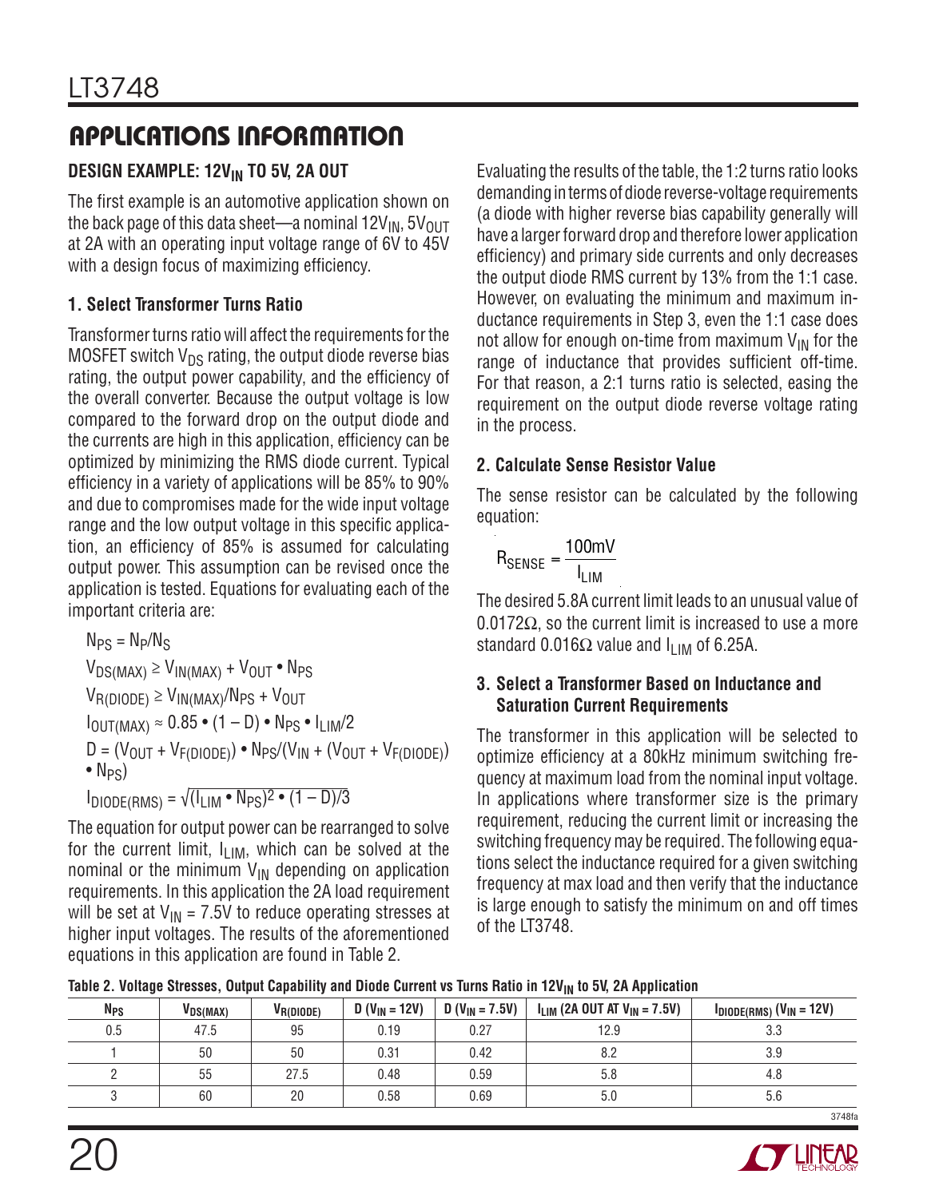## APPLICATIONS INFORMATION

### DESIGN EXAMPLE: $12V_{IN}$ TO 5V, 2A OUT

The first example is an automotive application shown on the back page of this data sheet—a nominal $12V_{IN}$, $5V_{OUT}$ at 2A with an operating input voltage range of 6V to 45V with a design focus of maximizing efficiency.

### 1. Select Transformer Turns Ratio

Transformer turns ratio will affect the requirements for the MOSFET switch $V_{DS}$ rating, the output diode reverse bias rating, the output power capability, and the efficiency of the overall converter. Because the output voltage is low compared to the forward drop on the output diode and the currents are high in this application, efficiency can be optimized by minimizing the RMS diode current. Typical efficiency in a variety of applications will be 85% to 90% and due to compromises made for the wide input voltage range and the low output voltage in this specific application, an efficiency of 85% is assumed for calculating output power. This assumption can be revised once the application is tested. Equations for evaluating each of the important criteria are:

$$N_{PS} = N_P/N_S$$

$$V_{DS(MAX)} \geq V_{IN(MAX)} + V_{OUT} \bullet N_{PS}$$

$$V_{R(DIODE)} \geq V_{IN(MAX)}/N_{PS} + V_{OUT}$$

$$I_{OUT(MAX)} \approx 0.85 \bullet (1 - D) \bullet N_{PS} \bullet I_{LIM}/2$$

$$D = (V_{OUT} + V_{F(DIODE)}) \bullet N_{PS}/(V_{IN} + (V_{OUT} + V_{F(DIODE)}) \bullet N_{PS})$$

$$I_{DIODE(RMS)} = \sqrt{(I_{LIM} \bullet N_{PS})^2 \bullet (1 - D)/3}$$

The equation for output power can be rearranged to solve for the current limit, $I_{LIM}$, which can be solved at the nominal or the minimum $V_{IN}$ depending on application requirements. In this application the 2A load requirement will be set at $V_{IN}$ = 7.5V to reduce operating stresses at higher input voltages. The results of the aforementioned equations in this application are found in Table 2.

Evaluating the results of the table, the 1:2 turns ratio looks demanding in terms of diode reverse-voltage requirements (a diode with higher reverse bias capability generally will have a larger forward drop and therefore lower application efficiency) and primary side currents and only decreases the output diode RMS current by 13% from the 1:1 case. However, on evaluating the minimum and maximum inductance requirements in Step 3, even the 1:1 case does not allow for enough on-time from maximum $V_{IN}$ for the range of inductance that provides sufficient off-time. For that reason, a 2:1 turns ratio is selected, easing the requirement on the output diode reverse voltage rating in the process.

### 2. Calculate Sense Resistor Value

The sense resistor can be calculated by the following equation:

$$R_{SENSE} = \frac{100mV}{I_{LIM}}$$

The desired 5.8A current limit leads to an unusual value of 0.0172Ω, so the current limit is increased to use a more standard 0.016Ω value and $I_{LIM}$ of 6.25A.

### 3. Select a Transformer Based on Inductance and Saturation Current Requirements

The transformer in this application will be selected to optimize efficiency at a 80kHz minimum switching frequency at maximum load from the nominal input voltage. In applications where transformer size is the primary requirement, reducing the current limit or increasing the switching frequency may be required. The following equations select the inductance required for a given switching frequency at max load and then verify that the inductance is large enough to satisfy the minimum on and off times of the LT3748.

**Table 2. Voltage Stresses, Output Capability and Diode Current vs Turns Ratio in $12V_{IN}$ to 5V, 2A Application**

| $N_{PS}$ | $V_{DS(MAX)}$ | $V_{R(DIODE)}$ | D ($V_{IN}$ = 12V) | D ($V_{IN}$ = 7.5V) | $I_{LIM}$ (2A OUT AT $V_{IN}$ = 7.5V) | $I_{DIODE(RMS)}$ ($V_{IN}$ = 12V) |
|---|---|---|---|---|---|---|
| 0.5 | 47.5 | 95 | 0.19 | 0.27 | 12.9 | 3.3 |
| 1 | 50 | 50 | 0.31 | 0.42 | 8.2 | 3.9 |
| 2 | 55 | 27.5 | 0.48 | 0.59 | 5.8 | 4.8 |
| 3 | 60 | 20 | 0.58 | 0.69 | 5.0 | 5.6 |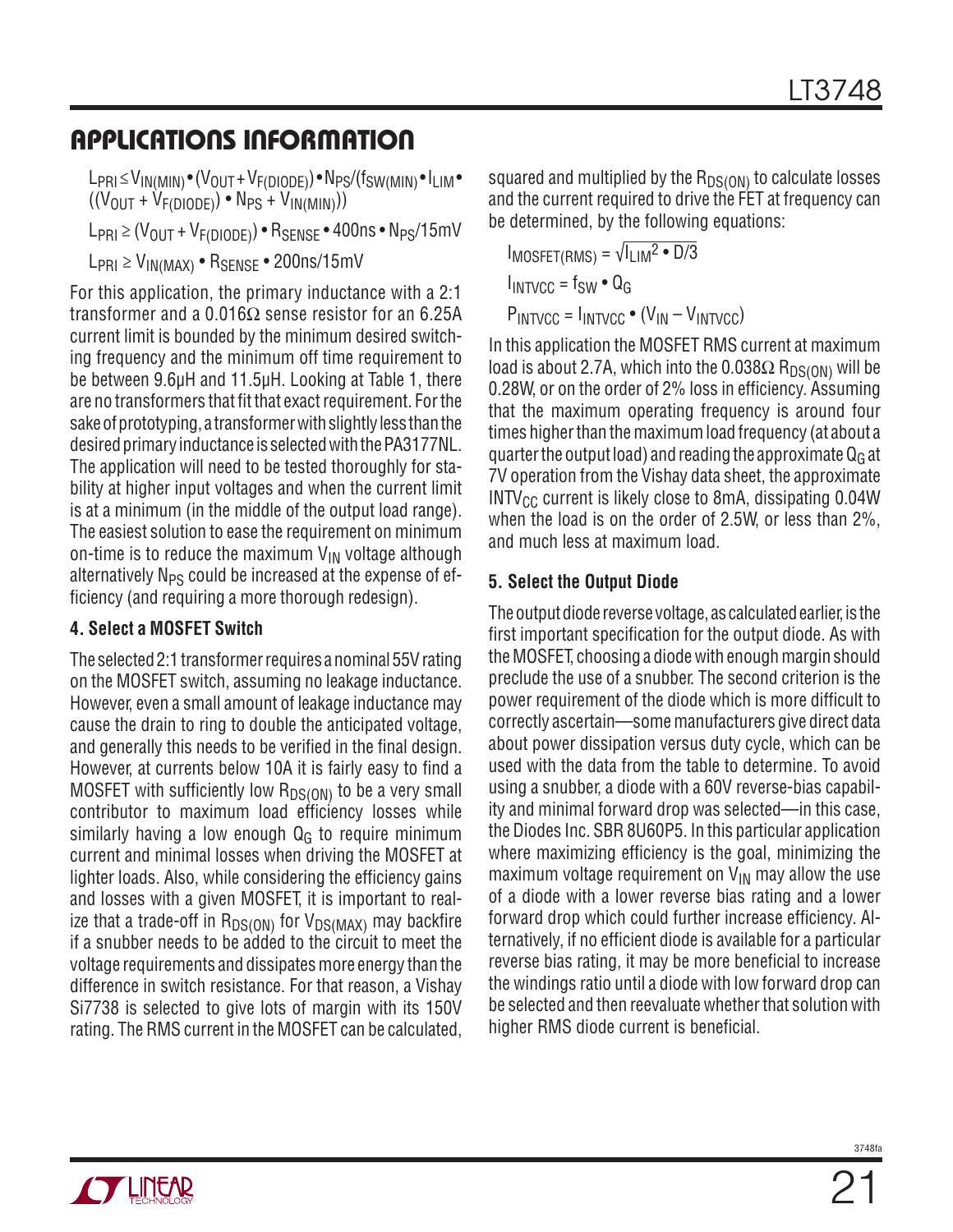## APPLICATIONS INFORMATION

$$L_{PRI} \leq V_{IN(MIN)} \cdot (V_{OUT} + V_{F(DIODE)}) \cdot N_{PS} / (f_{SW(MIN)} \cdot I_{LIM} \cdot ((V_{OUT} + V_{F(DIODE)}) \cdot N_{PS} + V_{IN(MIN)}))$$

$$L_{PRI} \geq (V_{OUT} + V_{F(DIODE)}) \cdot R_{SENSE} \cdot 400ns \cdot N_{PS}/15mV$$

$$L_{PRI} \geq V_{IN(MAX)} \cdot R_{SENSE} \cdot 200ns/15mV$$

For this application, the primary inductance with a 2:1 transformer and a 0.016Ω sense resistor for an 6.25A current limit is bounded by the minimum desired switching frequency and the minimum off time requirement to be between 9.6µH and 11.5µH. Looking at Table 1, there are no transformers that fit that exact requirement. For the sake of prototyping, a transformer with slightly less than the desired primary inductance is selected with the PA3177NL. The application will need to be tested thoroughly for stability at higher input voltages and when the current limit is at a minimum (in the middle of the output load range). The easiest solution to ease the requirement on minimum on-time is to reduce the maximum $V_{IN}$ voltage although alternatively $N_{PS}$ could be increased at the expense of efficiency (and requiring a more thorough redesign).

### 4. Select a MOSFET Switch

The selected 2:1 transformer requires a nominal 55V rating on the MOSFET switch, assuming no leakage inductance. However, even a small amount of leakage inductance may cause the drain to ring to double the anticipated voltage, and generally this needs to be verified in the final design. However, at currents below 10A it is fairly easy to find a MOSFET with sufficiently low $R_{DS(ON)}$ to be a very small contributor to maximum load efficiency losses while similarly having a low enough $Q_G$ to require minimum current and minimal losses when driving the MOSFET at lighter loads. Also, while considering the efficiency gains and losses with a given MOSFET, it is important to realize that a trade-off in $R_{DS(ON)}$ for $V_{DS(MAX)}$ may backfire if a snubber needs to be added to the circuit to meet the voltage requirements and dissipates more energy than the difference in switch resistance. For that reason, a Vishay Si7738 is selected to give lots of margin with its 150V rating. The RMS current in the MOSFET can be calculated, squared and multiplied by the $R_{DS(ON)}$ to calculate losses and the current required to drive the FET at frequency can be determined, by the following equations:

$$I_{MOSFET(RMS)} = \sqrt{I_{LIM}^2 \cdot D/3}$$

$$I_{INTVCC} = f_{SW} \cdot Q_G$$

$$P_{INTVCC} = I_{INTVCC} \cdot (V_{IN} - V_{INTVCC})$$

In this application the MOSFET RMS current at maximum load is about 2.7A, which into the 0.038Ω $R_{DS(ON)}$ will be 0.28W, or on the order of 2% loss in efficiency. Assuming that the maximum operating frequency is around four times higher than the maximum load frequency (at about a quarter the output load) and reading the approximate $Q_G$ at 7V operation from the Vishay data sheet, the approximate $INTV_{CC}$ current is likely close to 8mA, dissipating 0.04W when the load is on the order of 2.5W, or less than 2%, and much less at maximum load.

### 5. Select the Output Diode

The output diode reverse voltage, as calculated earlier, is the first important specification for the output diode. As with the MOSFET, choosing a diode with enough margin should preclude the use of a snubber. The second criterion is the power requirement of the diode which is more difficult to correctly ascertain—some manufacturers give direct data about power dissipation versus duty cycle, which can be used with the data from the table to determine. To avoid using a snubber, a diode with a 60V reverse-bias capability and minimal forward drop was selected—in this case, the Diodes Inc. SBR 8U60P5. In this particular application where maximizing efficiency is the goal, minimizing the maximum voltage requirement on $V_{IN}$ may allow the use of a diode with a lower reverse bias rating and a lower forward drop which could further increase efficiency. Alternatively, if no efficient diode is available for a particular reverse bias rating, it may be more beneficial to increase the windings ratio until a diode with low forward drop can be selected and then reevaluate whether that solution with higher RMS diode current is beneficial.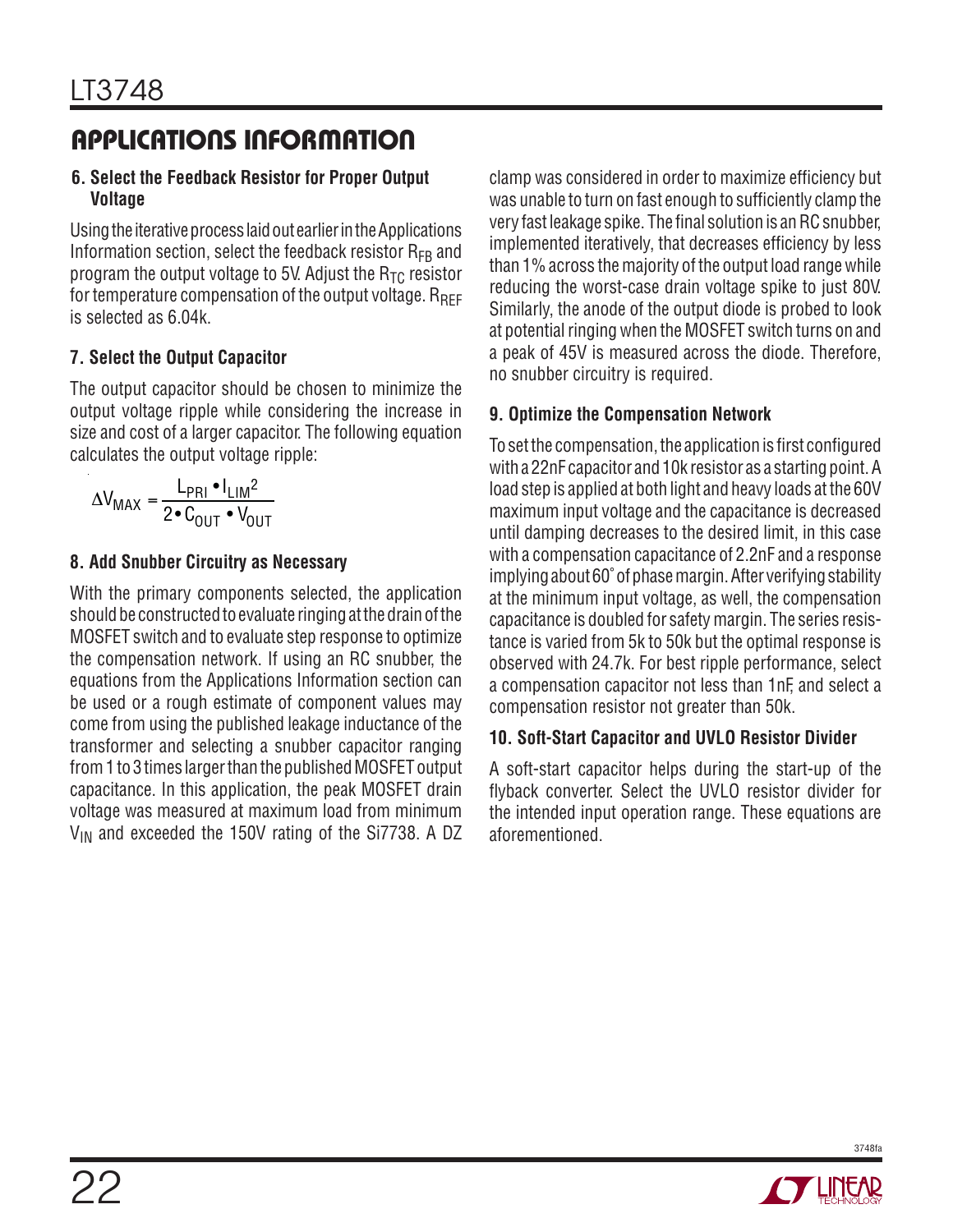## APPLICATIONS INFORMATION

**6. Select the Feedback Resistor for Proper Output Voltage**

Using the iterative process laid out earlier in the Applications Information section, select the feedback resistor $R_{FB}$ and program the output voltage to 5V. Adjust the $R_{TC}$ resistor for temperature compensation of the output voltage. $R_{REF}$ is selected as 6.04k.

**7. Select the Output Capacitor**

The output capacitor should be chosen to minimize the output voltage ripple while considering the increase in size and cost of a larger capacitor. The following equation calculates the output voltage ripple:

$$\Delta V_{MAX} = \frac{L_{PRI} \cdot I_{LIM}^2}{2 \cdot C_{OUT} \cdot V_{OUT}}$$

**8. Add Snubber Circuitry as Necessary**

With the primary components selected, the application should be constructed to evaluate ringing at the drain of the MOSFET switch and to evaluate step response to optimize the compensation network. If using an RC snubber, the equations from the Applications Information section can be used or a rough estimate of component values may come from using the published leakage inductance of the transformer and selecting a snubber capacitor ranging from 1 to 3 times larger than the published MOSFET output capacitance. In this application, the peak MOSFET drain voltage was measured at maximum load from minimum $V_{IN}$ and exceeded the 150V rating of the Si7738. A DZ clamp was considered in order to maximize efficiency but was unable to turn on fast enough to sufficiently clamp the very fast leakage spike. The final solution is an RC snubber, implemented iteratively, that decreases efficiency by less than 1% across the majority of the output load range while reducing the worst-case drain voltage spike to just 80V. Similarly, the anode of the output diode is probed to look at potential ringing when the MOSFET switch turns on and a peak of 45V is measured across the diode. Therefore, no snubber circuitry is required.

**9. Optimize the Compensation Network**

To set the compensation, the application is first configured with a 22nF capacitor and 10k resistor as a starting point. A load step is applied at both light and heavy loads at the 60V maximum input voltage and the capacitance is decreased until damping decreases to the desired limit, in this case with a compensation capacitance of 2.2nF and a response implying about 60° of phase margin. After verifying stability at the minimum input voltage, as well, the compensation capacitance is doubled for safety margin. The series resistance is varied from 5k to 50k but the optimal response is observed with 24.7k. For best ripple performance, select a compensation capacitor not less than 1nF, and select a compensation resistor not greater than 50k.

**10. Soft-Start Capacitor and UVLO Resistor Divider**

A soft-start capacitor helps during the start-up of the flyback converter. Select the UVLO resistor divider for the intended input operation range. These equations are aforementioned.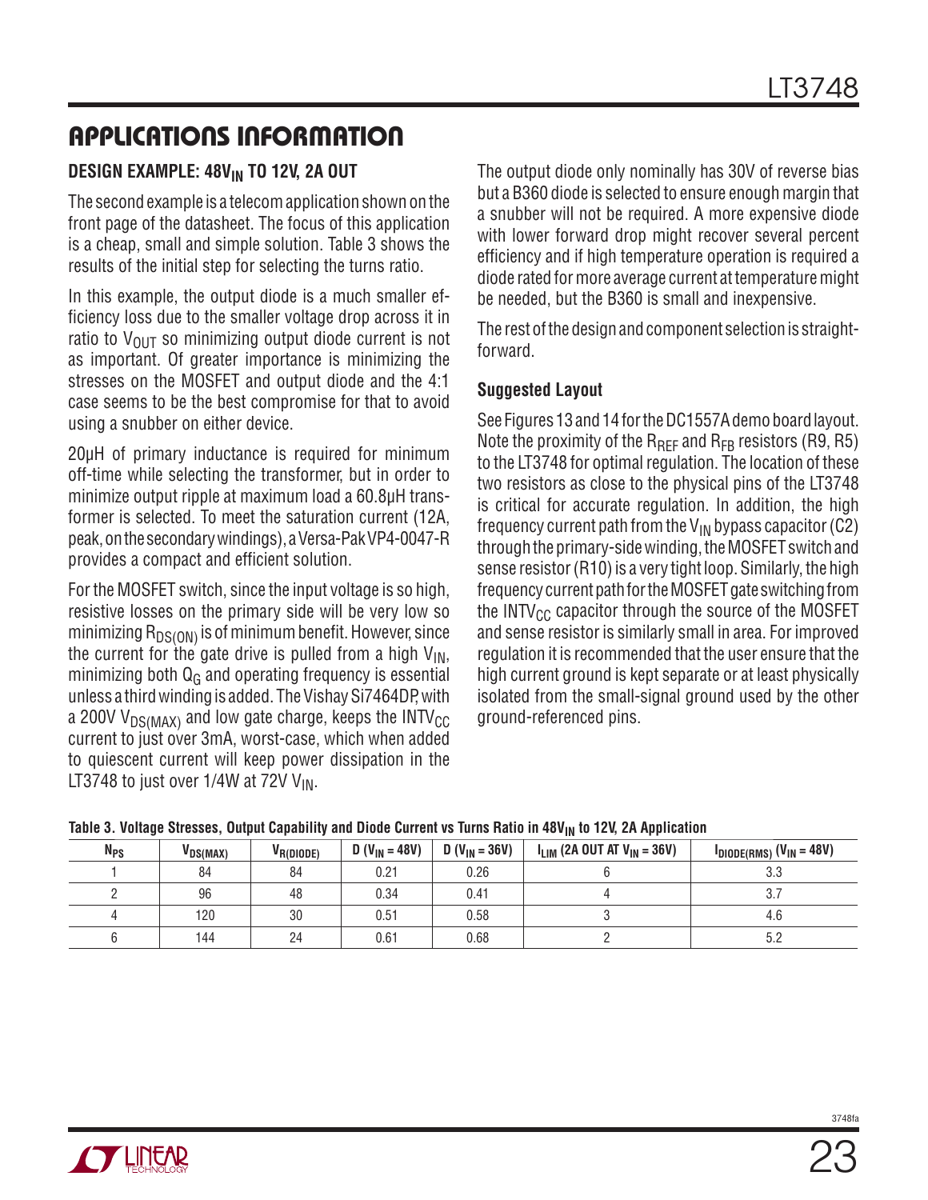## APPLICATIONS INFORMATION

### DESIGN EXAMPLE: $48V_{IN}$ TO 12V, 2A OUT

The second example is a telecom application shown on the front page of the datasheet. The focus of this application is a cheap, small and simple solution. Table 3 shows the results of the initial step for selecting the turns ratio.

In this example, the output diode is a much smaller efficiency loss due to the smaller voltage drop across it in ratio to $V_{OUT}$ so minimizing output diode current is not as important. Of greater importance is minimizing the stresses on the MOSFET and output diode and the 4:1 case seems to be the best compromise for that to avoid using a snubber on either device.

20µH of primary inductance is required for minimum off-time while selecting the transformer, but in order to minimize output ripple at maximum load a 60.8µH transformer is selected. To meet the saturation current (12A, peak, on the secondary windings), a Versa-Pak VP4-0047-R provides a compact and efficient solution.

For the MOSFET switch, since the input voltage is so high, resistive losses on the primary side will be very low so minimizing $R_{DS(ON)}$ is of minimum benefit. However, since the current for the gate drive is pulled from a high $V_{IN}$, minimizing both $Q_G$ and operating frequency is essential unless a third winding is added. The Vishay Si7464DP, with a 200V $V_{DS(MAX)}$ and low gate charge, keeps the $INTV_{CC}$ current to just over 3mA, worst-case, which when added to quiescent current will keep power dissipation in the LT3748 to just over 1/4W at 72V $V_{IN}$.

The output diode only nominally has 30V of reverse bias but a B360 diode is selected to ensure enough margin that a snubber will not be required. A more expensive diode with lower forward drop might recover several percent efficiency and if high temperature operation is required a diode rated for more average current at temperature might be needed, but the B360 is small and inexpensive.

The rest of the design and component selection is straightforward.

#### Suggested Layout

See Figures 13 and 14 for the DC1557A demo board layout. Note the proximity of the $R_{REF}$ and $R_{FB}$ resistors (R9, R5) to the LT3748 for optimal regulation. The location of these two resistors as close to the physical pins of the LT3748 is critical for accurate regulation. In addition, the high frequency current path from the $V_{IN}$ bypass capacitor (C2) through the primary-side winding, the MOSFET switch and sense resistor (R10) is a very tight loop. Similarly, the high frequency current path for the MOSFET gate switching from the $INTV_{CC}$ capacitor through the source of the MOSFET and sense resistor is similarly small in area. For improved regulation it is recommended that the user ensure that the high current ground is kept separate or at least physically isolated from the small-signal ground used by the other ground-referenced pins.

**Table 3. Voltage Stresses, Output Capability and Diode Current vs Turns Ratio in $48V_{IN}$ to 12V, 2A Application**

| $N_{PS}$ | $V_{DS(MAX)}$ | $V_{R(DIODE)}$ | D ($V_{IN}$ = 48V) | D ($V_{IN}$ = 36V) | $I_{LIM}$ (2A OUT AT $V_{IN}$ = 36V) | $I_{DIODE(RMS)}$ ($V_{IN}$ = 48V) |
|---|---|---|---|---|---|---|
| 1 | 84 | 84 | 0.21 | 0.26 | 6 | 3.3 |
| 2 | 96 | 48 | 0.34 | 0.41 | 4 | 3.7 |
| 4 | 120 | 30 | 0.51 | 0.58 | 3 | 4.6 |
| 6 | 144 | 24 | 0.61 | 0.68 | 2 | 5.2 |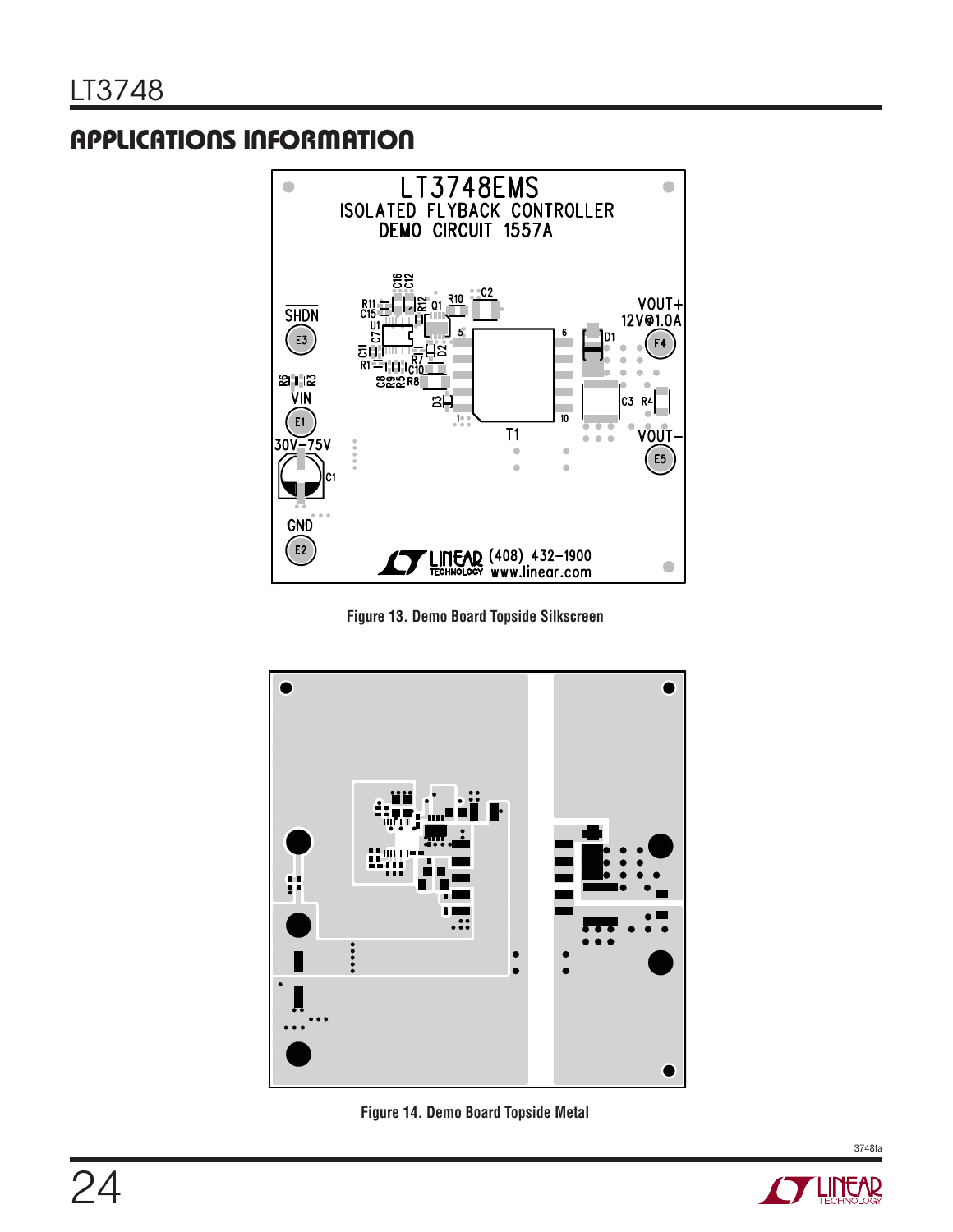## APPLICATIONS INFORMATION

Figure 13. Demo Board Topside Silkscreen

Figure 14. Demo Board Topside Metal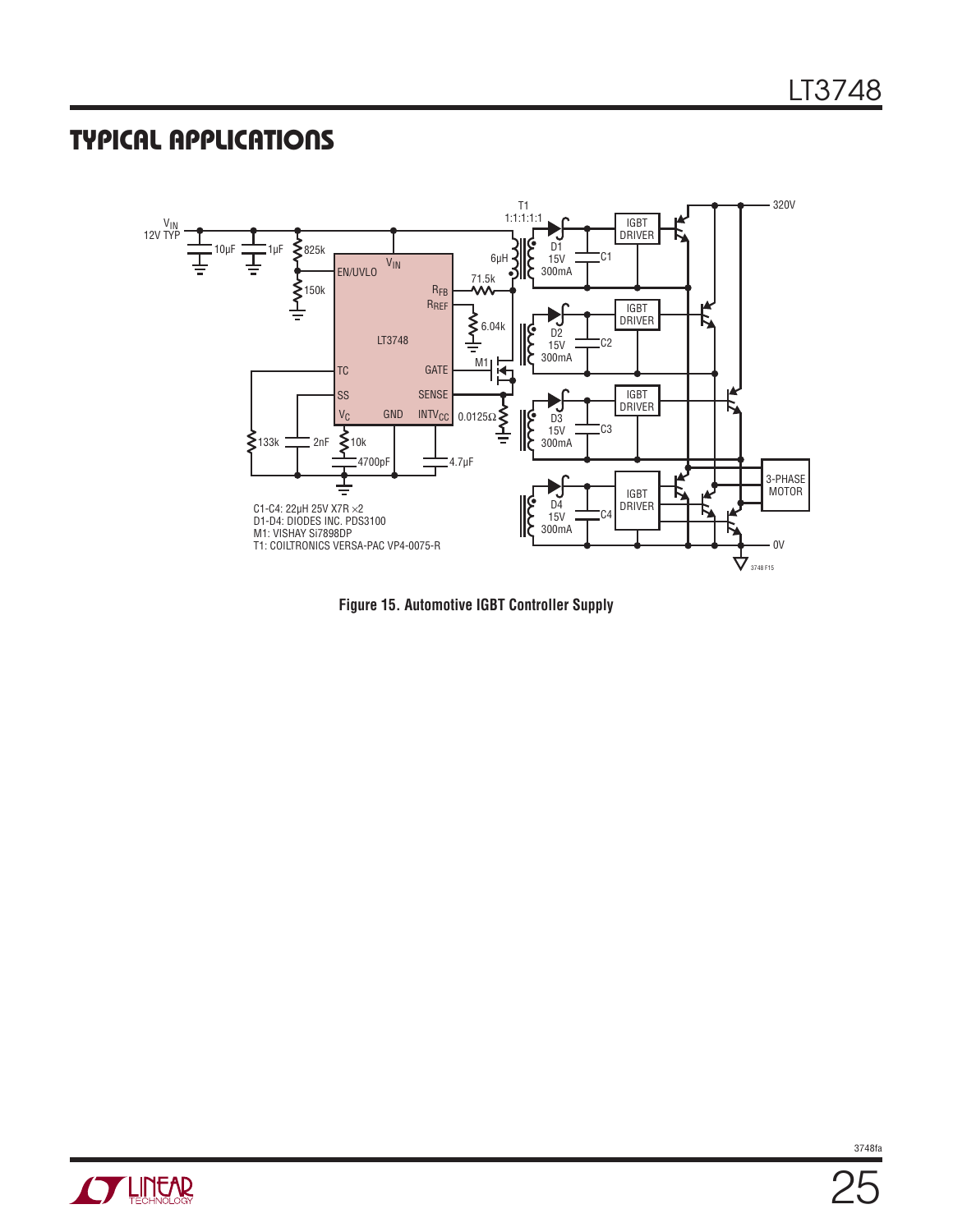## TYPICAL APPLICATIONS

C1-C4: 22µH 25V X7R ×2
D1-D4: DIODES INC. PDS3100
M1: VISHAY Si7898DP
T1: COILTRONICS VERSA-PAC VP4-0075-R

**Figure 15. Automotive IGBT Controller Supply**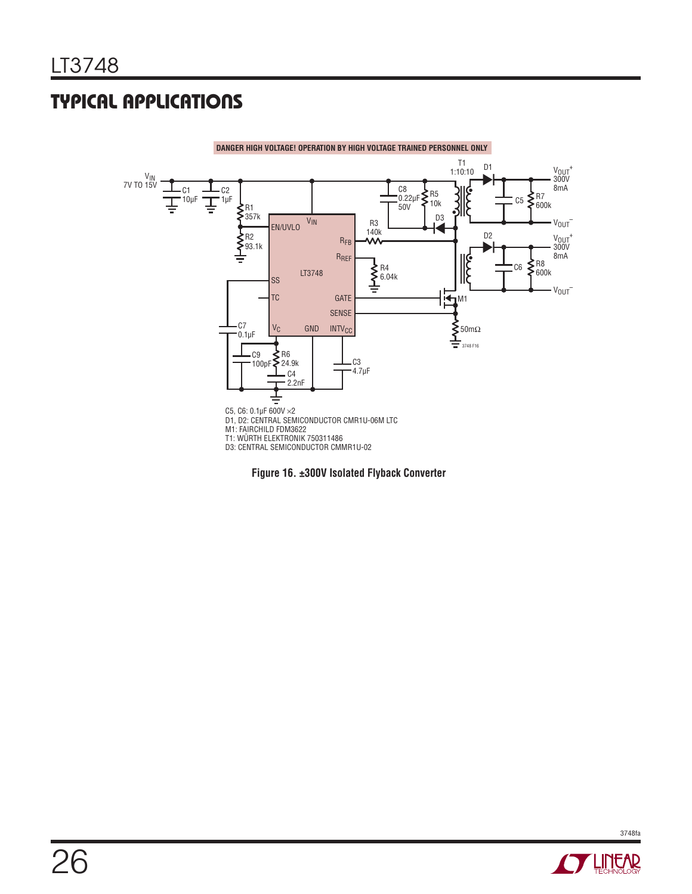## TYPICAL APPLICATIONS

DANGER HIGH VOLTAGE! OPERATION BY HIGH VOLTAGE TRAINED PERSONNEL ONLY

C5, C6: 0.1µF 600V ×2
D1, D2: CENTRAL SEMICONDUCTOR CMR1U-06M LTC
M1: FAIRCHILD FDM3622
T1: WÜRTH ELEKTRONIK 750311486
D3: CENTRAL SEMICONDUCTOR CMMR1U-02

**Figure 16. ±300V Isolated Flyback Converter**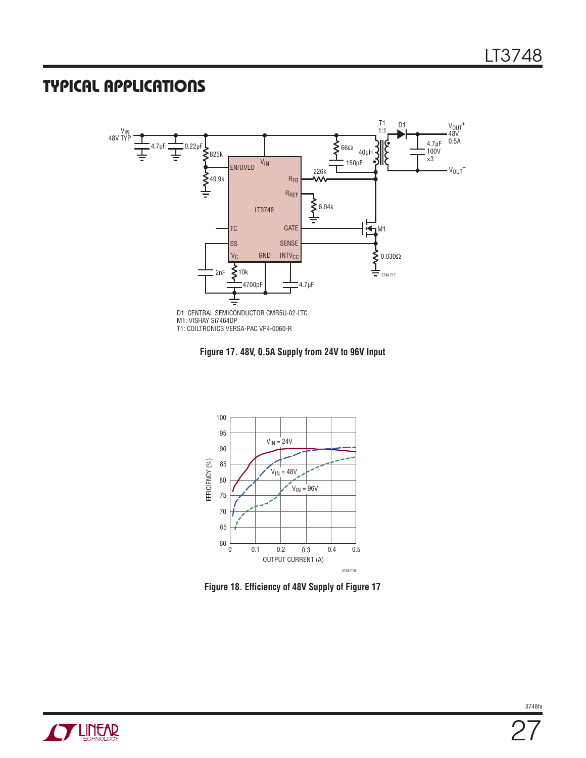## TYPICAL APPLICATIONS

D1: CENTRAL SEMICONDUCTOR CMR5U-02-LTC
M1: VISHAY Si7464DP
T1: COILTRONICS VERSA-PAC VP4-0060-R

**Figure 17. 48V, 0.5A Supply from 24V to 96V Input**

**Figure 18. Efficiency of 48V Supply of Figure 17**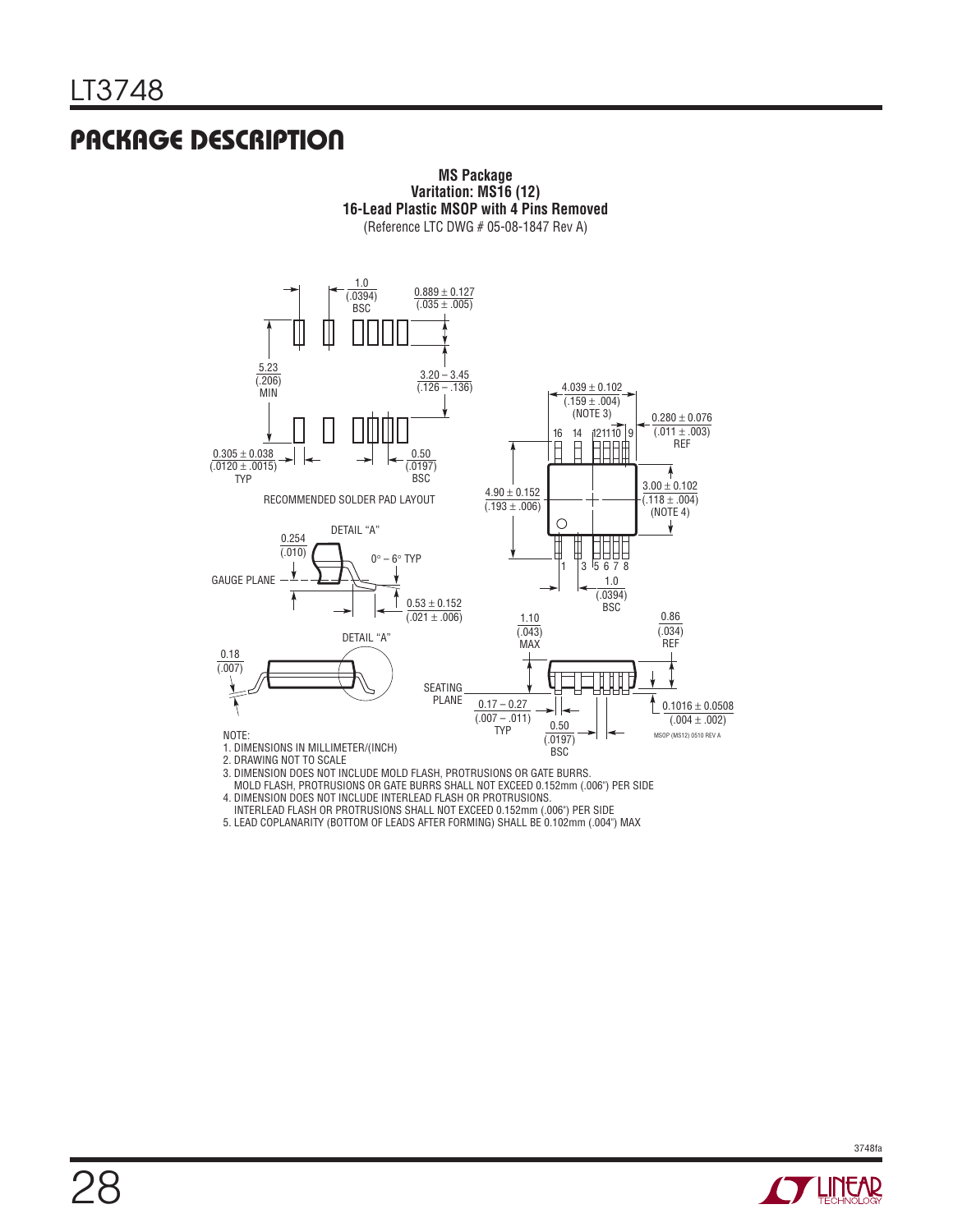## PACKAGE DESCRIPTION

**MS Package**
**Varitation: MS16 (12)**
**16-Lead Plastic MSOP with 4 Pins Removed**
(Reference LTC DWG # 05-08-1847 Rev A)

RECOMMENDED SOLDER PAD LAYOUT

1.0 (.0394) BSC

0.889 ± 0.127 (.035 ± .005)

5.23 (.206) MIN

3.20 – 3.45 (.126 – .136)

0.305 ± 0.038 (.0120 ± .0015) TYP

0.50 (.0197) BSC

4.039 ± 0.102 (.159 ± .004) (NOTE 3)

0.280 ± 0.076 (.011 ± .003) REF

16 14 12 11 10 9

4.90 ± 0.152 (.193 ± .006)

3.00 ± 0.102 (.118 ± .004) (NOTE 4)

1 3 5 6 7 8

1.0 (.0394) BSC

DETAIL "A"

0.254 (.010)

0° – 6° TYP

GAUGE PLANE

0.53 ± 0.152 (.021 ± .006)

DETAIL "A"

0.18 (.007)

1.10 (.043) MAX

0.86 (.034) REF

SEATING PLANE

0.17 – 0.27 (.007 – .011) TYP

0.50 (.0197) BSC

0.1016 ± 0.0508 (.004 ± .002)

MSOP (MS12) 0510 REV A

NOTE:
1. DIMENSIONS IN MILLIMETER/(INCH)
2. DRAWING NOT TO SCALE
3. DIMENSION DOES NOT INCLUDE MOLD FLASH, PROTRUSIONS OR GATE BURRS.
   MOLD FLASH, PROTRUSIONS OR GATE BURRS SHALL NOT EXCEED 0.152mm (.006") PER SIDE
4. DIMENSION DOES NOT INCLUDE INTERLEAD FLASH OR PROTRUSIONS.
   INTERLEAD FLASH OR PROTRUSIONS SHALL NOT EXCEED 0.152mm (.006") PER SIDE
5. LEAD COPLANARITY (BOTTOM OF LEADS AFTER FORMING) SHALL BE 0.102mm (.004") MAX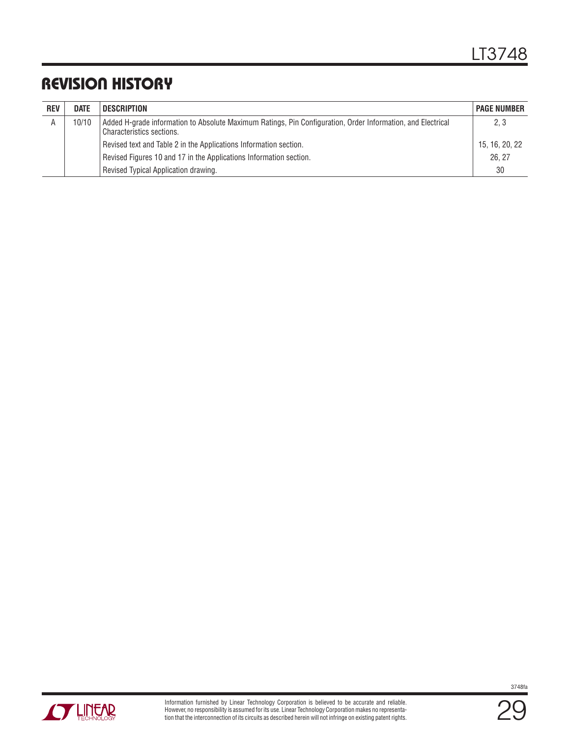## REVISION HISTORY

| REV | DATE | DESCRIPTION | PAGE NUMBER |
|---|---|---|---|
| A | 10/10 | Added H-grade information to Absolute Maximum Ratings, Pin Configuration, Order Information, and Electrical Characteristics sections. | 2, 3 |
| | | Revised text and Table 2 in the Applications Information section. | 15, 16, 20, 22 |
| | | Revised Figures 10 and 17 in the Applications Information section. | 26, 27 |
| | | Revised Typical Application drawing. | 30 |

Information furnished by Linear Technology Corporation is believed to be accurate and reliable. However, no responsibility is assumed for its use. Linear Technology Corporation makes no representation that the interconnection of its circuits as described herein will not infringe on existing patent rights.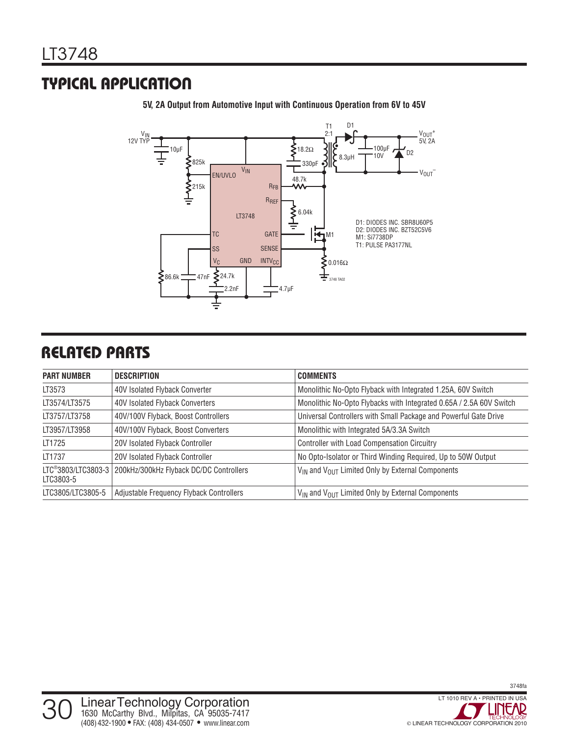## TYPICAL APPLICATION

**5V, 2A Output from Automotive Input with Continuous Operation from 6V to 45V**

$V_{IN}$
12V TYP
10µF
825k
215k
EN/UVLO
$V_{IN}$
LT3748
$R_{FB}$
$R_{REF}$
TC
GATE
SS
SENSE
$V_C$
GND
$INTV_{CC}$
86.6k
47nF
24.7k
2.2nF
4.7µF
18.2Ω
330pF
48.7k
6.04k
M1
0.016Ω
T1
2:1
8.3µH
D1
100µF
10V
D2
$V_{OUT}^+$
5V, 2A
$V_{OUT}^-$
3748 TA02

D1: DIODES INC. SBR8U60P5
D2: DIODES INC. BZT52C5V6
M1: Si7738DP
T1: PULSE PA3177NL

## RELATED PARTS

| PART NUMBER | DESCRIPTION | COMMENTS |
|---|---|---|
| LT3573 | 40V Isolated Flyback Converter | Monolithic No-Opto Flyback with Integrated 1.25A, 60V Switch |
| LT3574/LT3575 | 40V Isolated Flyback Converters | Monolithic No-Opto Flybacks with Integrated 0.65A / 2.5A 60V Switch |
| LT3757/LT3758 | 40V/100V Flyback, Boost Controllers | Universal Controllers with Small Package and Powerful Gate Drive |
| LT3957/LT3958 | 40V/100V Flyback, Boost Converters | Monolithic with Integrated 5A/3.3A Switch |
| LT1725 | 20V Isolated Flyback Controller | Controller with Load Compensation Circuitry |
| LT1737 | 20V Isolated Flyback Controller | No Opto-Isolator or Third Winding Required, Up to 50W Output |
| LTC®3803/LTC3803-3 LTC3803-5 | 200kHz/300kHz Flyback DC/DC Controllers | $V_{IN}$ and $V_{OUT}$ Limited Only by External Components |
| LTC3805/LTC3805-5 | Adjustable Frequency Flyback Controllers | $V_{IN}$ and $V_{OUT}$ Limited Only by External Components |

Linear Technology Corporation
1630 McCarthy Blvd., Milpitas, CA 95035-7417
(408) 432-1900 • FAX: (408) 434-0507 • www.linear.com

LT 1010 REV A • PRINTED IN USA
© LINEAR TECHNOLOGY CORPORATION 2010